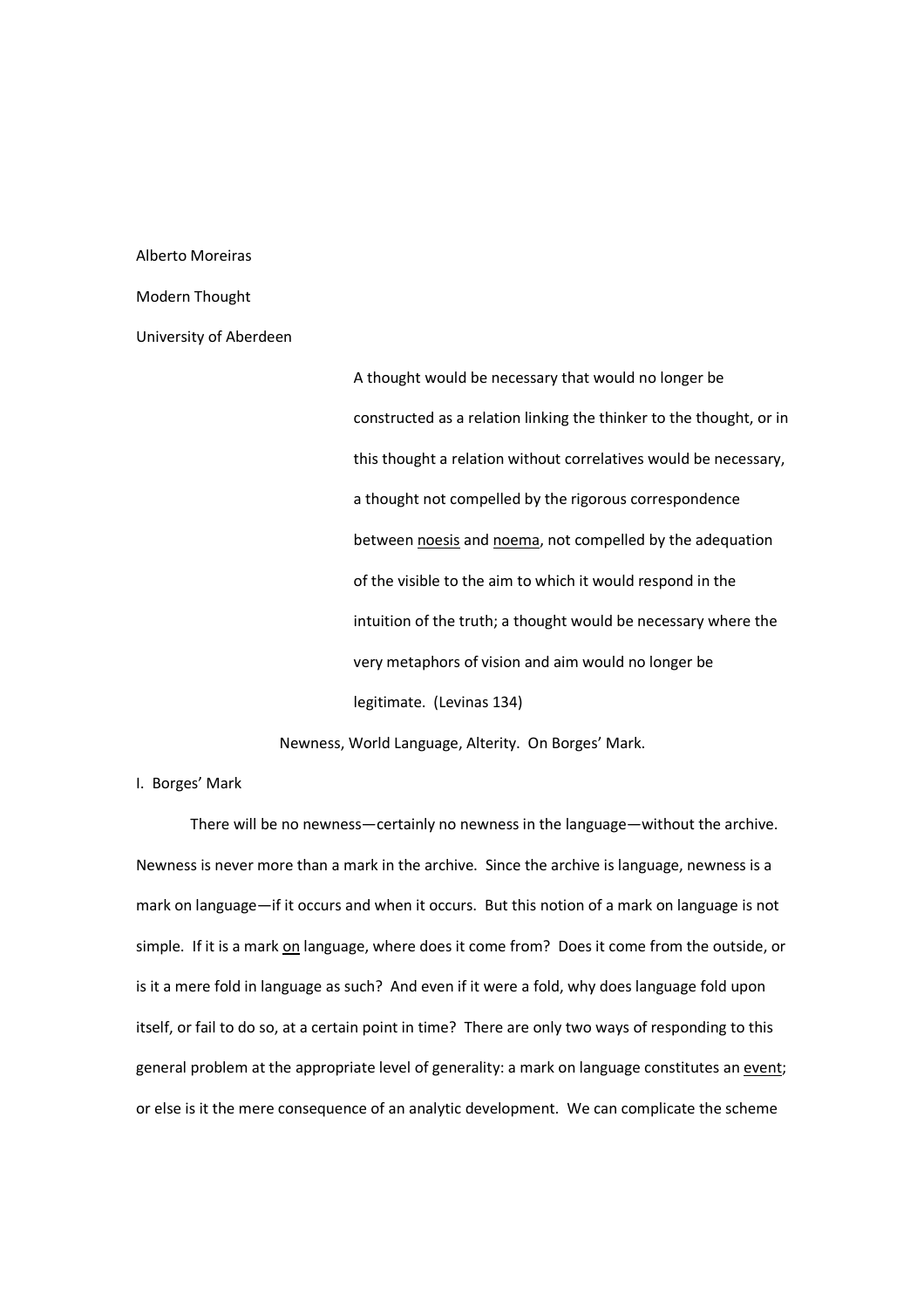Alberto Moreiras

Modern Thought

University of Aberdeen

> A thought would be necessary that would no longer be constructed as a relation linking the thinker to the thought, or in this thought a relation without correlatives would be necessary, a thought not compelled by the rigorous correspondence between <u>noesis</u> and <u>noema</u>, not compelled by the adequation of the visible to the aim to which it would respond in the intuition of the truth; a thought would be necessary where the very metaphors of vision and aim would no longer be legitimate. (Levinas 134)

# Newness, World Language, Alterity. On Borges' Mark.

## I. Borges' Mark

There will be no newness—certainly no newness in the language—without the archive. Newness is never more than a mark in the archive. Since the archive is language, newness is a mark on language—if it occurs and when it occurs. But this notion of a mark on language is not simple. If it is a mark <u>on</u> language, where does it come from? Does it come from the outside, or is it a mere fold in language as such? And even if it were a fold, why does language fold upon itself, or fail to do so, at a certain point in time? There are only two ways of responding to this general problem at the appropriate level of generality: a mark on language constitutes an <u>event</u>; or else is it the mere consequence of an analytic development. We can complicate the scheme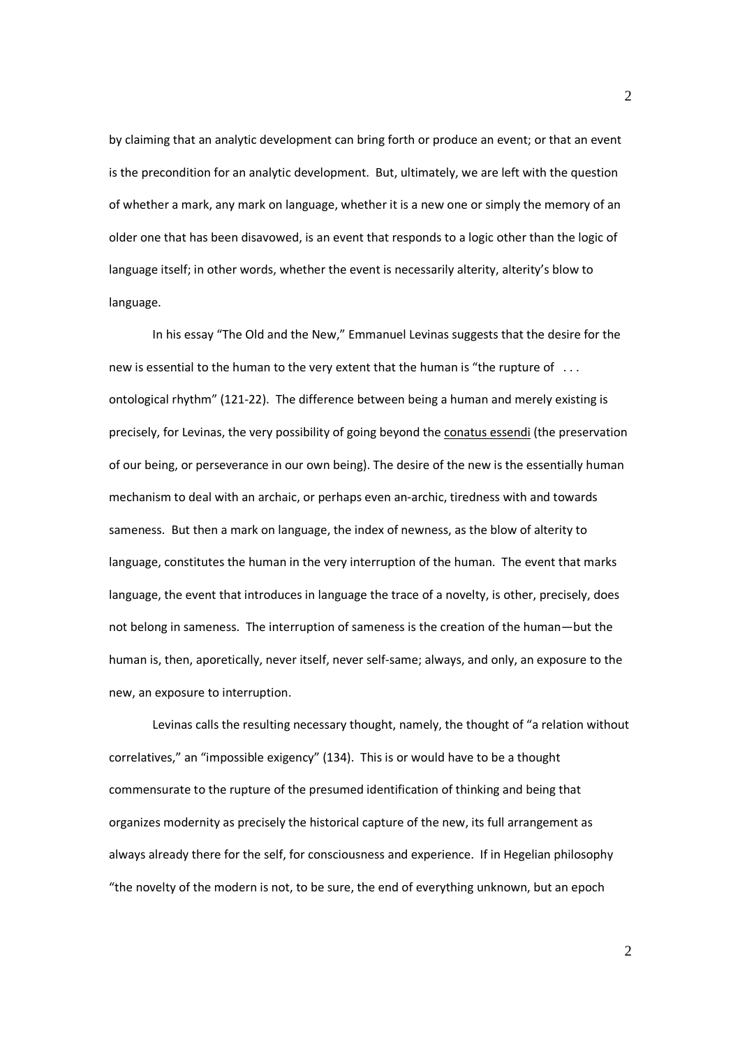by claiming that an analytic development can bring forth or produce an event; or that an event is the precondition for an analytic development. But, ultimately, we are left with the question of whether a mark, any mark on language, whether it is a new one or simply the memory of an older one that has been disavowed, is an event that responds to a logic other than the logic of language itself; in other words, whether the event is necessarily alterity, alterity's blow to language.

In his essay "The Old and the New," Emmanuel Levinas suggests that the desire for the new is essential to the human to the very extent that the human is "the rupture of . . . ontological rhythm" (121-22). The difference between being a human and merely existing is precisely, for Levinas, the very possibility of going beyond the conatus essendi (the preservation of our being, or perseverance in our own being). The desire of the new is the essentially human mechanism to deal with an archaic, or perhaps even an-archic, tiredness with and towards sameness. But then a mark on language, the index of newness, as the blow of alterity to language, constitutes the human in the very interruption of the human. The event that marks language, the event that introduces in language the trace of a novelty, is other, precisely, does not belong in sameness. The interruption of sameness is the creation of the human—but the human is, then, aporetically, never itself, never self-same; always, and only, an exposure to the new, an exposure to interruption.

Levinas calls the resulting necessary thought, namely, the thought of "a relation without correlatives," an "impossible exigency" (134). This is or would have to be a thought commensurate to the rupture of the presumed identification of thinking and being that organizes modernity as precisely the historical capture of the new, its full arrangement as always already there for the self, for consciousness and experience. If in Hegelian philosophy "the novelty of the modern is not, to be sure, the end of everything unknown, but an epoch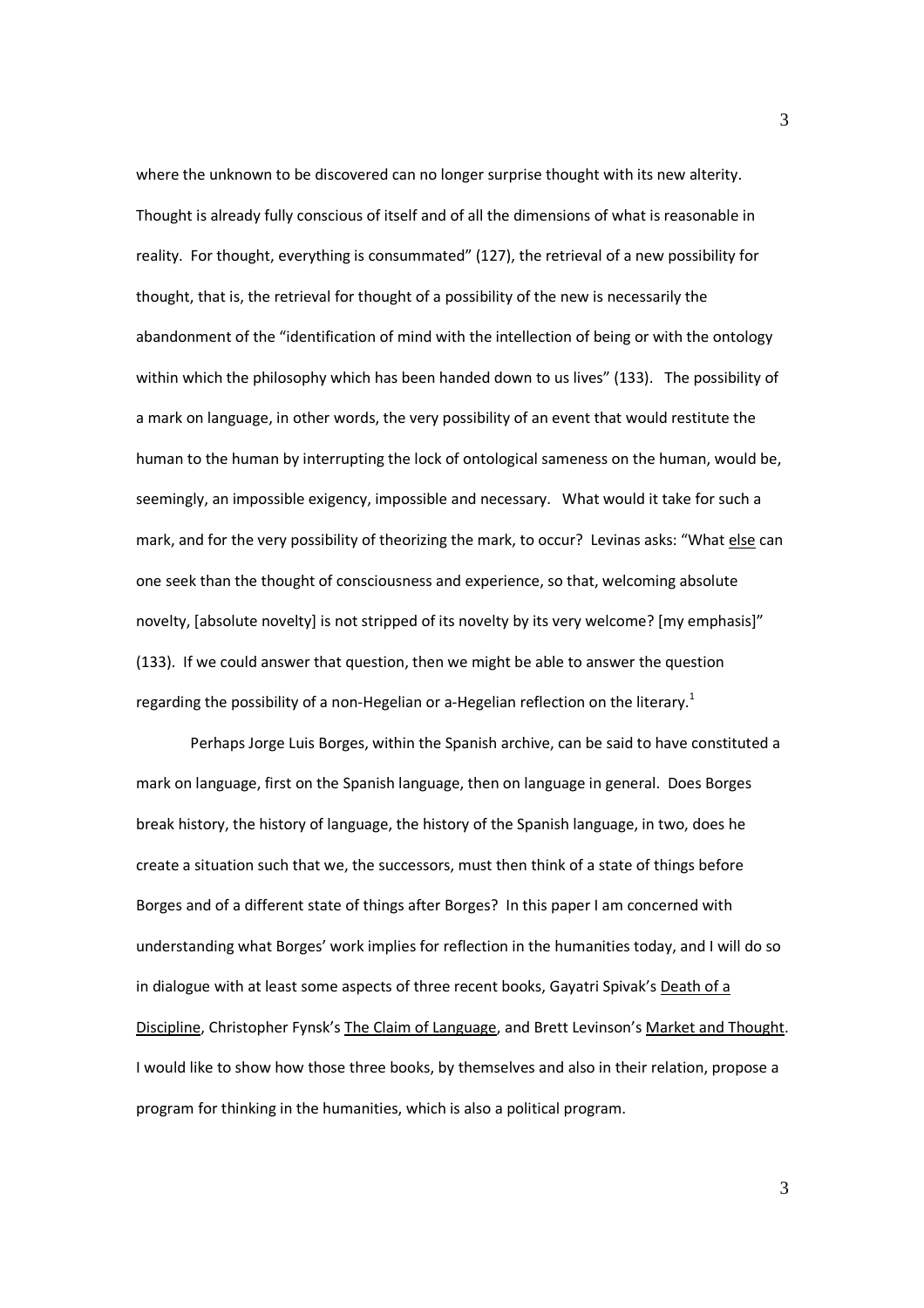where the unknown to be discovered can no longer surprise thought with its new alterity. Thought is already fully conscious of itself and of all the dimensions of what is reasonable in reality. For thought, everything is consummated" (127), the retrieval of a new possibility for thought, that is, the retrieval for thought of a possibility of the new is necessarily the abandonment of the "identification of mind with the intellection of being or with the ontology within which the philosophy which has been handed down to us lives" (133). The possibility of a mark on language, in other words, the very possibility of an event that would restitute the human to the human by interrupting the lock of ontological sameness on the human, would be, seemingly, an impossible exigency, impossible and necessary. What would it take for such a mark, and for the very possibility of theorizing the mark, to occur? Levinas asks: "What <u>else</u> can one seek than the thought of consciousness and experience, so that, welcoming absolute novelty, [absolute novelty] is not stripped of its novelty by its very welcome? [my emphasis]" (133). If we could answer that question, then we might be able to answer the question regarding the possibility of a non-Hegelian or a-Hegelian reflection on the literary.[1]

Perhaps Jorge Luis Borges, within the Spanish archive, can be said to have constituted a mark on language, first on the Spanish language, then on language in general. Does Borges break history, the history of language, the history of the Spanish language, in two, does he create a situation such that we, the successors, must then think of a state of things before Borges and of a different state of things after Borges? In this paper I am concerned with understanding what Borges' work implies for reflection in the humanities today, and I will do so in dialogue with at least some aspects of three recent books, Gayatri Spivak's <u>Death of a Discipline</u>, Christopher Fynsk's <u>The Claim of Language</u>, and Brett Levinson's <u>Market and Thought</u>. I would like to show how those three books, by themselves and also in their relation, propose a program for thinking in the humanities, which is also a political program.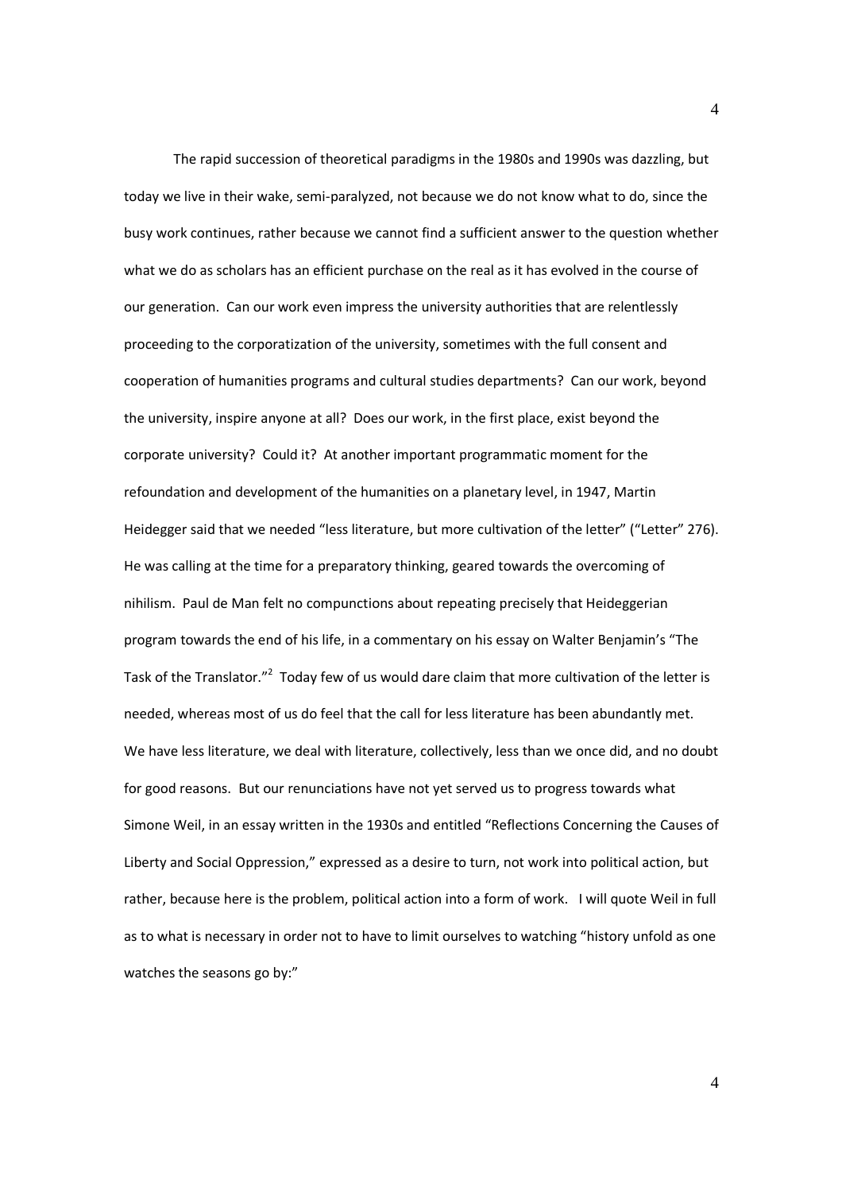The rapid succession of theoretical paradigms in the 1980s and 1990s was dazzling, but today we live in their wake, semi-paralyzed, not because we do not know what to do, since the busy work continues, rather because we cannot find a sufficient answer to the question whether what we do as scholars has an efficient purchase on the real as it has evolved in the course of our generation. Can our work even impress the university authorities that are relentlessly proceeding to the corporatization of the university, sometimes with the full consent and cooperation of humanities programs and cultural studies departments? Can our work, beyond the university, inspire anyone at all? Does our work, in the first place, exist beyond the corporate university? Could it? At another important programmatic moment for the refoundation and development of the humanities on a planetary level, in 1947, Martin Heidegger said that we needed "less literature, but more cultivation of the letter" ("Letter" 276). He was calling at the time for a preparatory thinking, geared towards the overcoming of nihilism. Paul de Man felt no compunctions about repeating precisely that Heideggerian program towards the end of his life, in a commentary on his essay on Walter Benjamin's "The Task of the Translator."[2] Today few of us would dare claim that more cultivation of the letter is needed, whereas most of us do feel that the call for less literature has been abundantly met. We have less literature, we deal with literature, collectively, less than we once did, and no doubt for good reasons. But our renunciations have not yet served us to progress towards what Simone Weil, in an essay written in the 1930s and entitled "Reflections Concerning the Causes of Liberty and Social Oppression," expressed as a desire to turn, not work into political action, but rather, because here is the problem, political action into a form of work. I will quote Weil in full as to what is necessary in order not to have to limit ourselves to watching "history unfold as one watches the seasons go by:"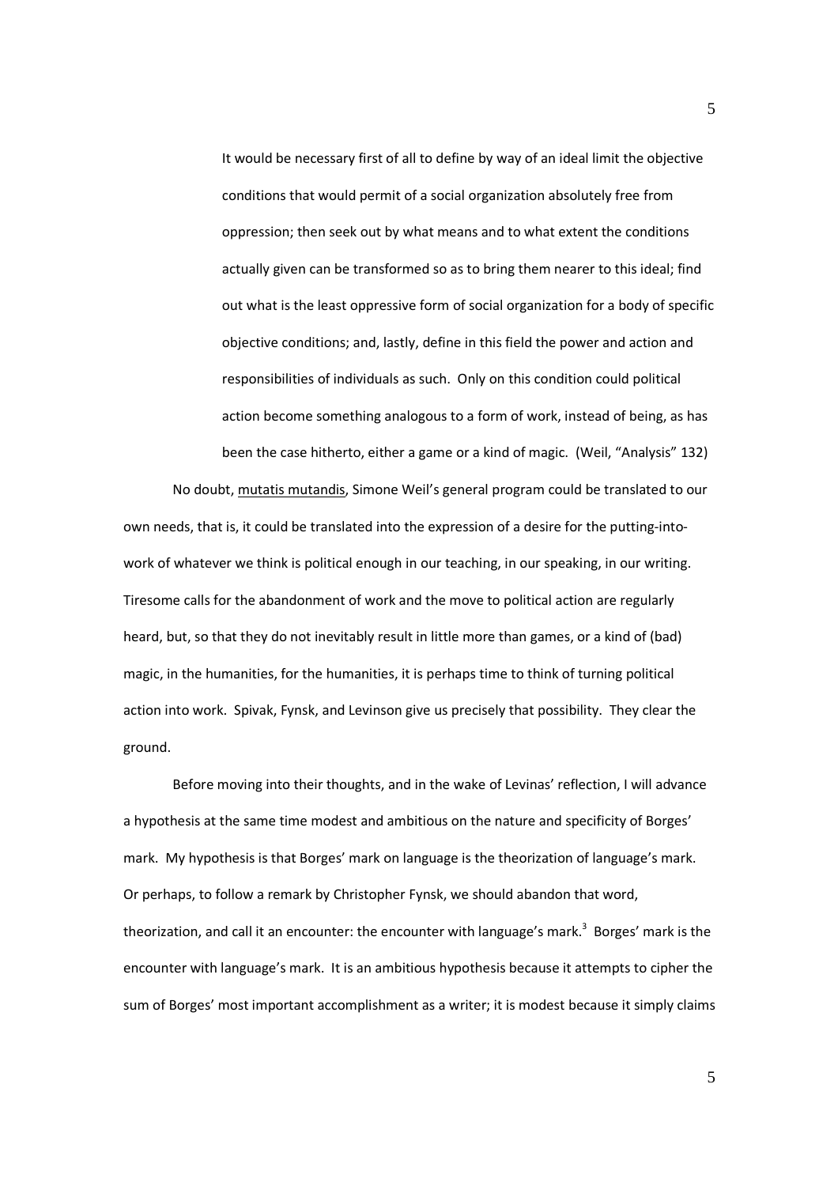> It would be necessary first of all to define by way of an ideal limit the objective conditions that would permit of a social organization absolutely free from oppression; then seek out by what means and to what extent the conditions actually given can be transformed so as to bring them nearer to this ideal; find out what is the least oppressive form of social organization for a body of specific objective conditions; and, lastly, define in this field the power and action and responsibilities of individuals as such. Only on this condition could political action become something analogous to a form of work, instead of being, as has been the case hitherto, either a game or a kind of magic. (Weil, "Analysis" 132)

No doubt, mutatis mutandis, Simone Weil's general program could be translated to our own needs, that is, it could be translated into the expression of a desire for the putting-into-work of whatever we think is political enough in our teaching, in our speaking, in our writing. Tiresome calls for the abandonment of work and the move to political action are regularly heard, but, so that they do not inevitably result in little more than games, or a kind of (bad) magic, in the humanities, for the humanities, it is perhaps time to think of turning political action into work. Spivak, Fynsk, and Levinson give us precisely that possibility. They clear the ground.

Before moving into their thoughts, and in the wake of Levinas' reflection, I will advance a hypothesis at the same time modest and ambitious on the nature and specificity of Borges' mark. My hypothesis is that Borges' mark on language is the theorization of language's mark. Or perhaps, to follow a remark by Christopher Fynsk, we should abandon that word, theorization, and call it an encounter: the encounter with language's mark.[3] Borges' mark is the encounter with language's mark. It is an ambitious hypothesis because it attempts to cipher the sum of Borges' most important accomplishment as a writer; it is modest because it simply claims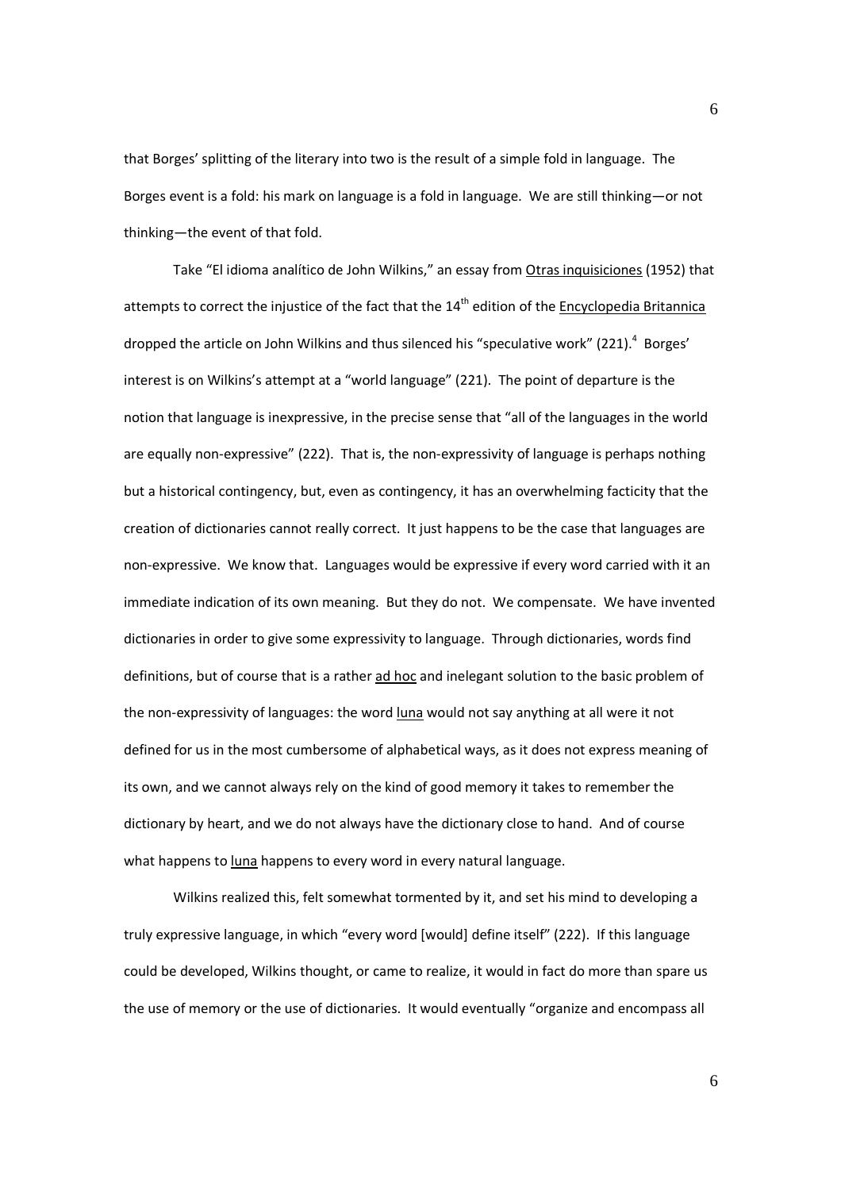that Borges' splitting of the literary into two is the result of a simple fold in language. The Borges event is a fold: his mark on language is a fold in language. We are still thinking—or not thinking—the event of that fold.

Take "El idioma analítico de John Wilkins," an essay from Otras inquisiciones (1952) that attempts to correct the injustice of the fact that the 14th edition of the Encyclopedia Britannica dropped the article on John Wilkins and thus silenced his "speculative work" (221).[4] Borges' interest is on Wilkins's attempt at a "world language" (221). The point of departure is the notion that language is inexpressive, in the precise sense that "all of the languages in the world are equally non-expressive" (222). That is, the non-expressivity of language is perhaps nothing but a historical contingency, but, even as contingency, it has an overwhelming facticity that the creation of dictionaries cannot really correct. It just happens to be the case that languages are non-expressive. We know that. Languages would be expressive if every word carried with it an immediate indication of its own meaning. But they do not. We compensate. We have invented dictionaries in order to give some expressivity to language. Through dictionaries, words find definitions, but of course that is a rather ad hoc and inelegant solution to the basic problem of the non-expressivity of languages: the word luna would not say anything at all were it not defined for us in the most cumbersome of alphabetical ways, as it does not express meaning of its own, and we cannot always rely on the kind of good memory it takes to remember the dictionary by heart, and we do not always have the dictionary close to hand. And of course what happens to luna happens to every word in every natural language.

Wilkins realized this, felt somewhat tormented by it, and set his mind to developing a truly expressive language, in which "every word [would] define itself" (222). If this language could be developed, Wilkins thought, or came to realize, it would in fact do more than spare us the use of memory or the use of dictionaries. It would eventually "organize and encompass all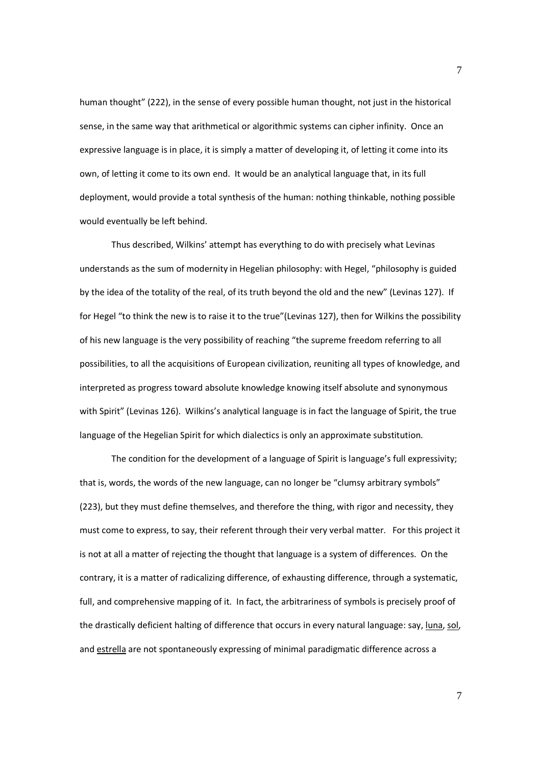human thought" (222), in the sense of every possible human thought, not just in the historical sense, in the same way that arithmetical or algorithmic systems can cipher infinity. Once an expressive language is in place, it is simply a matter of developing it, of letting it come into its own, of letting it come to its own end. It would be an analytical language that, in its full deployment, would provide a total synthesis of the human: nothing thinkable, nothing possible would eventually be left behind.

Thus described, Wilkins' attempt has everything to do with precisely what Levinas understands as the sum of modernity in Hegelian philosophy: with Hegel, "philosophy is guided by the idea of the totality of the real, of its truth beyond the old and the new" (Levinas 127). If for Hegel "to think the new is to raise it to the true"(Levinas 127), then for Wilkins the possibility of his new language is the very possibility of reaching "the supreme freedom referring to all possibilities, to all the acquisitions of European civilization, reuniting all types of knowledge, and interpreted as progress toward absolute knowledge knowing itself absolute and synonymous with Spirit" (Levinas 126). Wilkins's analytical language is in fact the language of Spirit, the true language of the Hegelian Spirit for which dialectics is only an approximate substitution.

The condition for the development of a language of Spirit is language's full expressivity; that is, words, the words of the new language, can no longer be "clumsy arbitrary symbols" (223), but they must define themselves, and therefore the thing, with rigor and necessity, they must come to express, to say, their referent through their very verbal matter. For this project it is not at all a matter of rejecting the thought that language is a system of differences. On the contrary, it is a matter of radicalizing difference, of exhausting difference, through a systematic, full, and comprehensive mapping of it. In fact, the arbitrariness of symbols is precisely proof of the drastically deficient halting of difference that occurs in every natural language: say, <u>luna</u>, <u>sol</u>, and <u>estrella</u> are not spontaneously expressing of minimal paradigmatic difference across a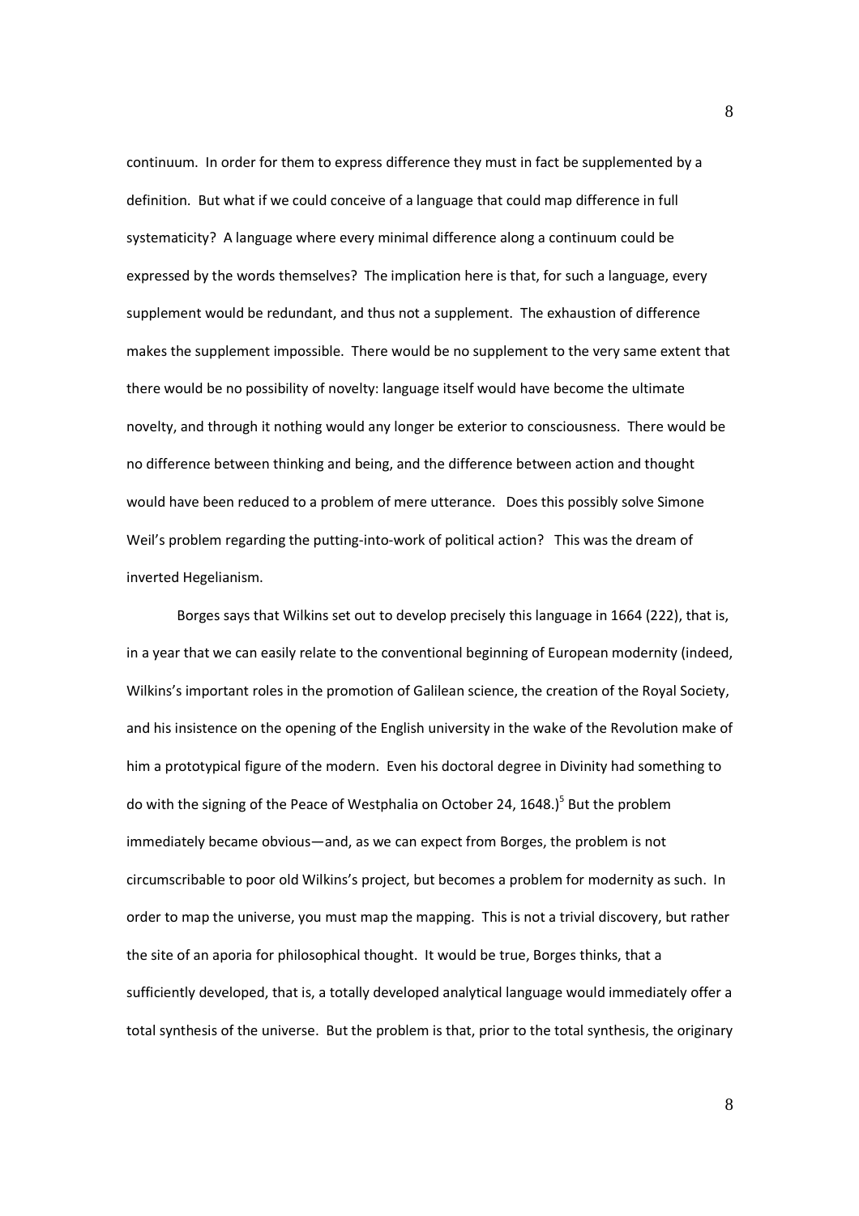continuum. In order for them to express difference they must in fact be supplemented by a definition. But what if we could conceive of a language that could map difference in full systematicity? A language where every minimal difference along a continuum could be expressed by the words themselves? The implication here is that, for such a language, every supplement would be redundant, and thus not a supplement. The exhaustion of difference makes the supplement impossible. There would be no supplement to the very same extent that there would be no possibility of novelty: language itself would have become the ultimate novelty, and through it nothing would any longer be exterior to consciousness. There would be no difference between thinking and being, and the difference between action and thought would have been reduced to a problem of mere utterance. Does this possibly solve Simone Weil's problem regarding the putting-into-work of political action? This was the dream of inverted Hegelianism.

Borges says that Wilkins set out to develop precisely this language in 1664 (222), that is, in a year that we can easily relate to the conventional beginning of European modernity (indeed, Wilkins's important roles in the promotion of Galilean science, the creation of the Royal Society, and his insistence on the opening of the English university in the wake of the Revolution make of him a prototypical figure of the modern. Even his doctoral degree in Divinity had something to do with the signing of the Peace of Westphalia on October 24, 1648.)[5] But the problem immediately became obvious—and, as we can expect from Borges, the problem is not circumscribable to poor old Wilkins's project, but becomes a problem for modernity as such. In order to map the universe, you must map the mapping. This is not a trivial discovery, but rather the site of an aporia for philosophical thought. It would be true, Borges thinks, that a sufficiently developed, that is, a totally developed analytical language would immediately offer a total synthesis of the universe. But the problem is that, prior to the total synthesis, the originary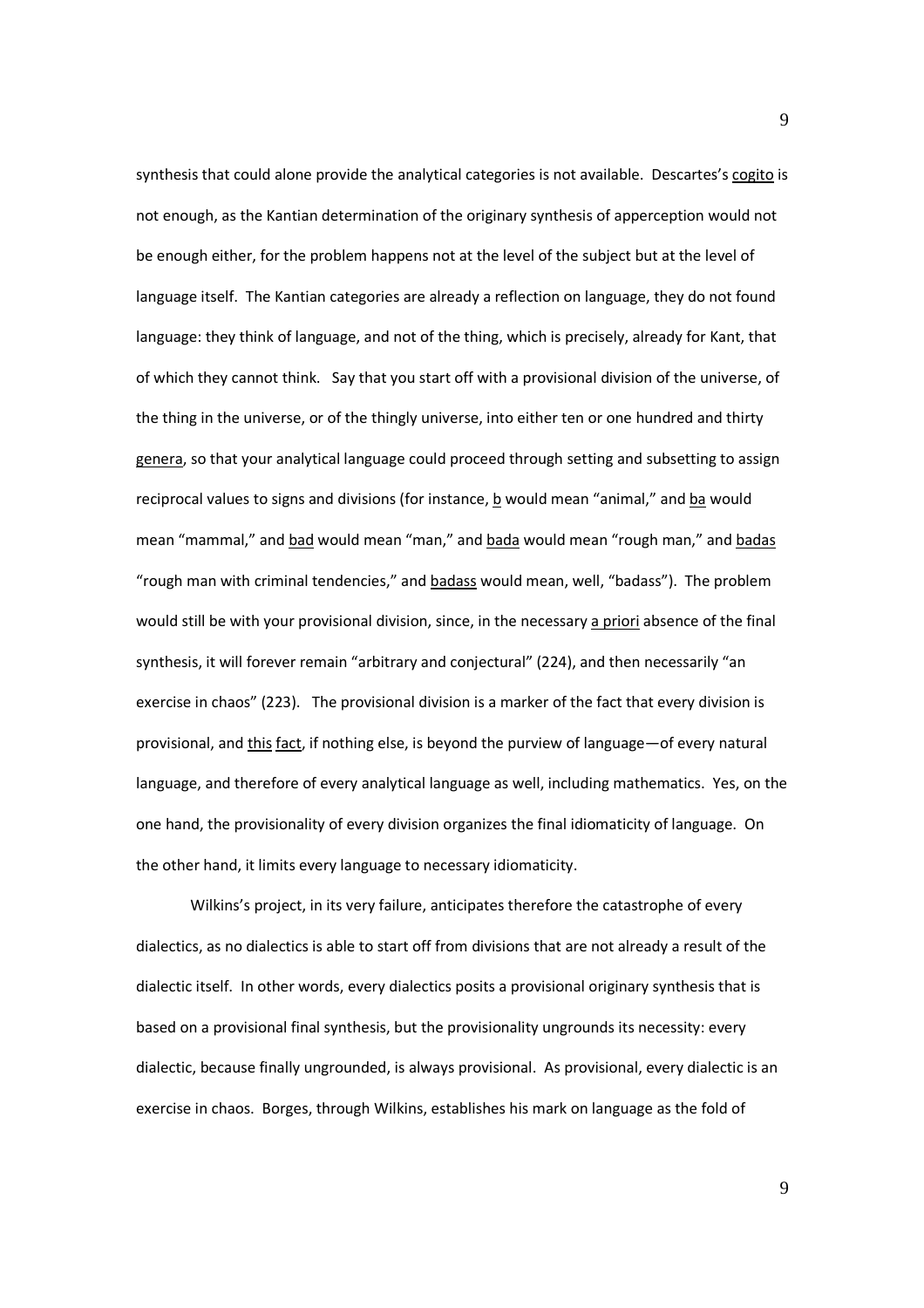synthesis that could alone provide the analytical categories is not available. Descartes's _cogito_ is not enough, as the Kantian determination of the originary synthesis of apperception would not be enough either, for the problem happens not at the level of the subject but at the level of language itself. The Kantian categories are already a reflection on language, they do not found language: they think of language, and not of the thing, which is precisely, already for Kant, that of which they cannot think. Say that you start off with a provisional division of the universe, of the thing in the universe, or of the thingly universe, into either ten or one hundred and thirty _genera_, so that your analytical language could proceed through setting and subsetting to assign reciprocal values to signs and divisions (for instance, _b_ would mean "animal," and _ba_ would mean "mammal," and _bad_ would mean "man," and _bada_ would mean "rough man," and _badas_ "rough man with criminal tendencies," and _badass_ would mean, well, "badass"). The problem would still be with your provisional division, since, in the necessary _a priori_ absence of the final synthesis, it will forever remain "arbitrary and conjectural" (224), and then necessarily "an exercise in chaos" (223). The provisional division is a marker of the fact that every division is provisional, and _this fact_, if nothing else, is beyond the purview of language—of every natural language, and therefore of every analytical language as well, including mathematics. Yes, on the one hand, the provisionality of every division organizes the final idiomaticity of language. On the other hand, it limits every language to necessary idiomaticity.

Wilkins's project, in its very failure, anticipates therefore the catastrophe of every dialectics, as no dialectics is able to start off from divisions that are not already a result of the dialectic itself. In other words, every dialectics posits a provisional originary synthesis that is based on a provisional final synthesis, but the provisionality ungrounds its necessity: every dialectic, because finally ungrounded, is always provisional. As provisional, every dialectic is an exercise in chaos. Borges, through Wilkins, establishes his mark on language as the fold of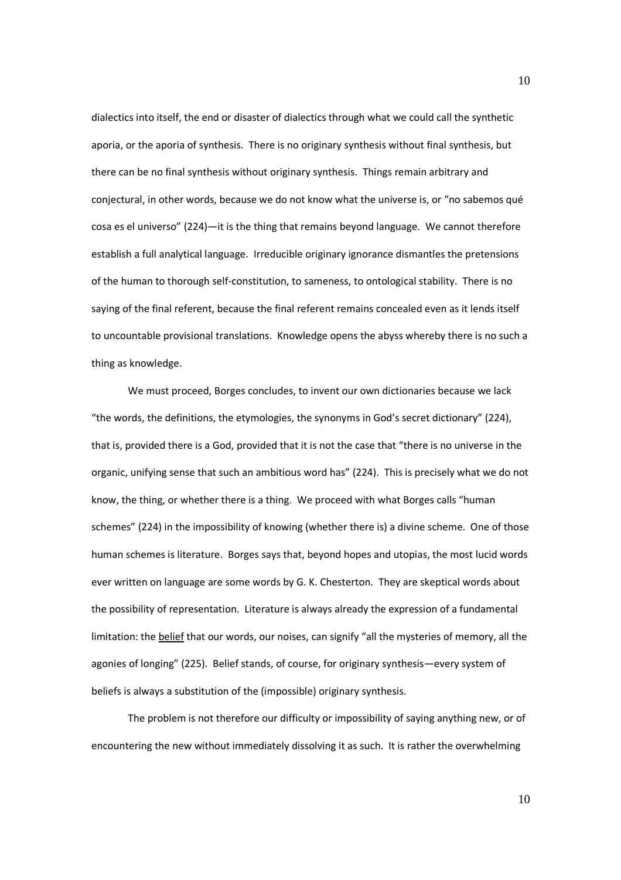dialectics into itself, the end or disaster of dialectics through what we could call the synthetic aporia, or the aporia of synthesis. There is no originary synthesis without final synthesis, but there can be no final synthesis without originary synthesis. Things remain arbitrary and conjectural, in other words, because we do not know what the universe is, or "no sabemos qué cosa es el universo" (224)—it is the thing that remains beyond language. We cannot therefore establish a full analytical language. Irreducible originary ignorance dismantles the pretensions of the human to thorough self-constitution, to sameness, to ontological stability. There is no saying of the final referent, because the final referent remains concealed even as it lends itself to uncountable provisional translations. Knowledge opens the abyss whereby there is no such a thing as knowledge.

We must proceed, Borges concludes, to invent our own dictionaries because we lack "the words, the definitions, the etymologies, the synonyms in God's secret dictionary" (224), that is, provided there is a God, provided that it is not the case that "there is no universe in the organic, unifying sense that such an ambitious word has" (224). This is precisely what we do not know, the thing, or whether there is a thing. We proceed with what Borges calls "human schemes" (224) in the impossibility of knowing (whether there is) a divine scheme. One of those human schemes is literature. Borges says that, beyond hopes and utopias, the most lucid words ever written on language are some words by G. K. Chesterton. They are skeptical words about the possibility of representation. Literature is always already the expression of a fundamental limitation: the <u>belief</u> that our words, our noises, can signify "all the mysteries of memory, all the agonies of longing" (225). Belief stands, of course, for originary synthesis—every system of beliefs is always a substitution of the (impossible) originary synthesis.

The problem is not therefore our difficulty or impossibility of saying anything new, or of encountering the new without immediately dissolving it as such. It is rather the overwhelming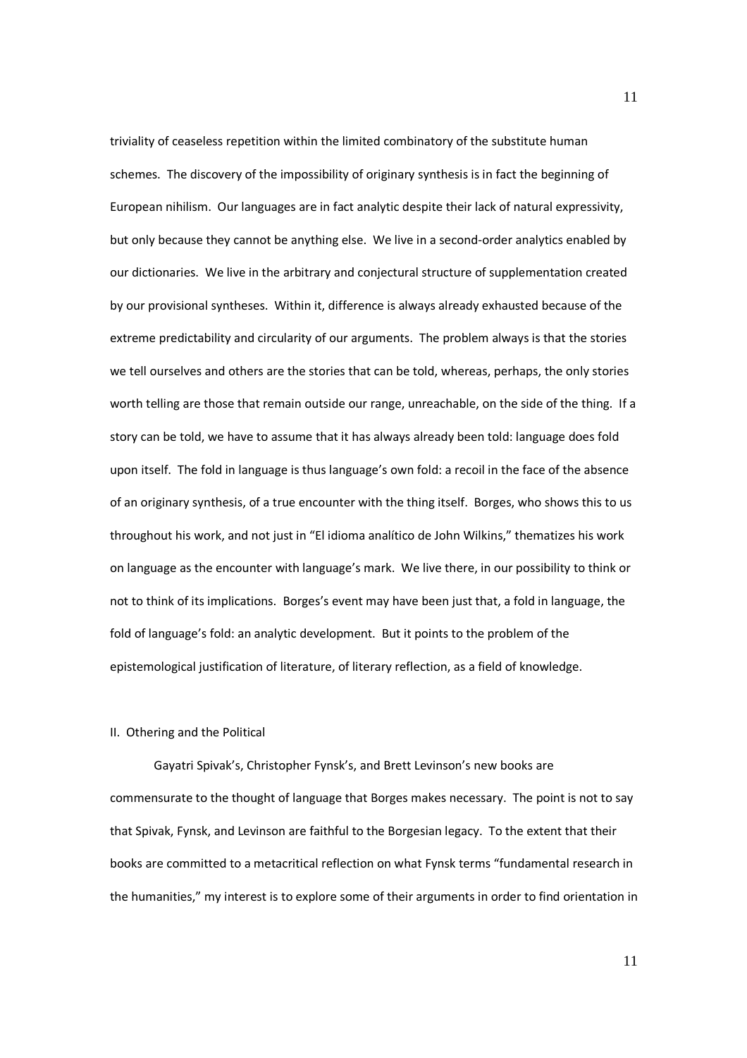triviality of ceaseless repetition within the limited combinatory of the substitute human schemes. The discovery of the impossibility of originary synthesis is in fact the beginning of European nihilism. Our languages are in fact analytic despite their lack of natural expressivity, but only because they cannot be anything else. We live in a second-order analytics enabled by our dictionaries. We live in the arbitrary and conjectural structure of supplementation created by our provisional syntheses. Within it, difference is always already exhausted because of the extreme predictability and circularity of our arguments. The problem always is that the stories we tell ourselves and others are the stories that can be told, whereas, perhaps, the only stories worth telling are those that remain outside our range, unreachable, on the side of the thing. If a story can be told, we have to assume that it has always already been told: language does fold upon itself. The fold in language is thus language's own fold: a recoil in the face of the absence of an originary synthesis, of a true encounter with the thing itself. Borges, who shows this to us throughout his work, and not just in "El idioma analítico de John Wilkins," thematizes his work on language as the encounter with language's mark. We live there, in our possibility to think or not to think of its implications. Borges's event may have been just that, a fold in language, the fold of language's fold: an analytic development. But it points to the problem of the epistemological justification of literature, of literary reflection, as a field of knowledge.

## II. Othering and the Political

Gayatri Spivak's, Christopher Fynsk's, and Brett Levinson's new books are commensurate to the thought of language that Borges makes necessary. The point is not to say that Spivak, Fynsk, and Levinson are faithful to the Borgesian legacy. To the extent that their books are committed to a metacritical reflection on what Fynsk terms "fundamental research in the humanities," my interest is to explore some of their arguments in order to find orientation in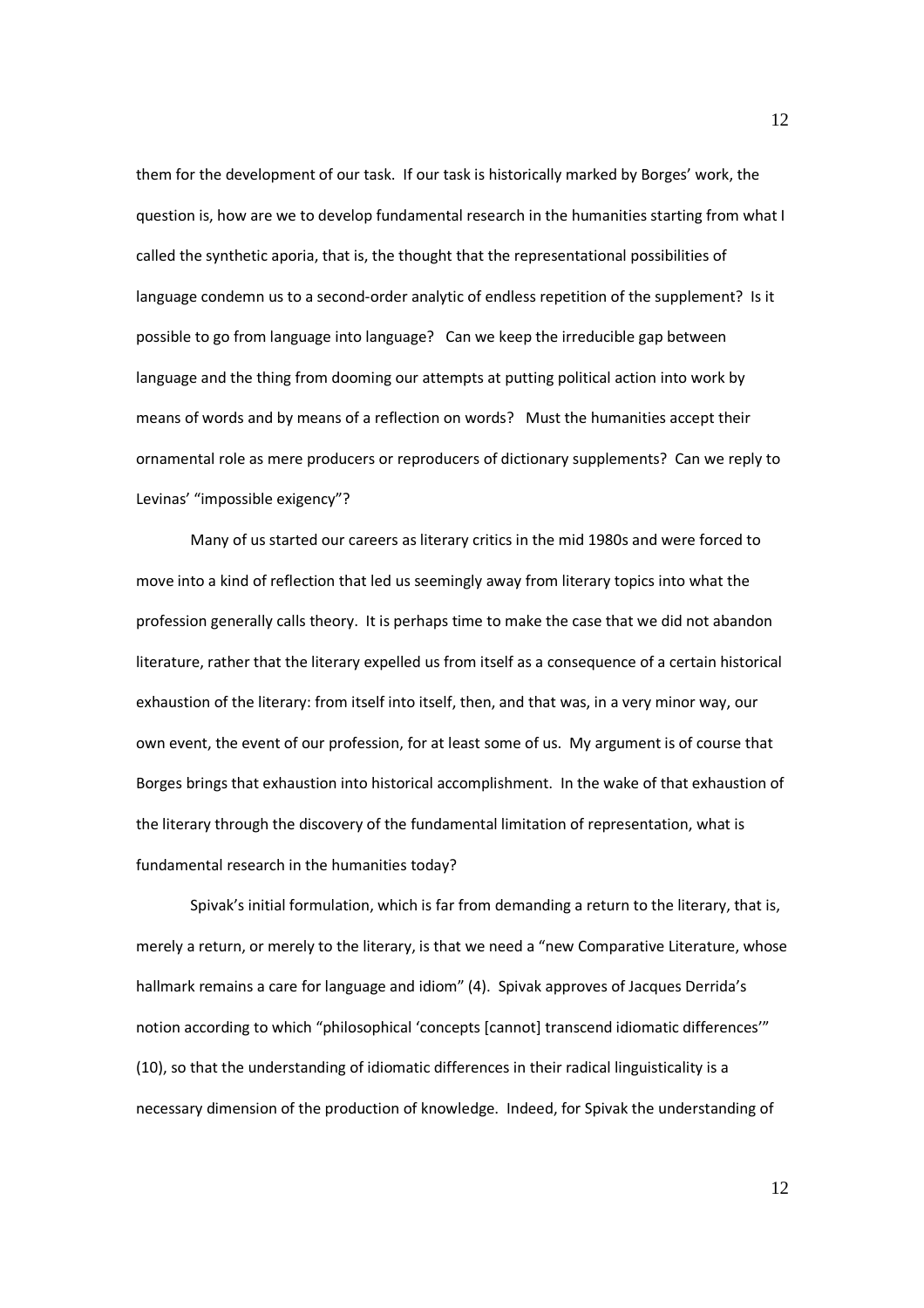them for the development of our task. If our task is historically marked by Borges' work, the question is, how are we to develop fundamental research in the humanities starting from what I called the synthetic aporia, that is, the thought that the representational possibilities of language condemn us to a second-order analytic of endless repetition of the supplement? Is it possible to go from language into language? Can we keep the irreducible gap between language and the thing from dooming our attempts at putting political action into work by means of words and by means of a reflection on words? Must the humanities accept their ornamental role as mere producers or reproducers of dictionary supplements? Can we reply to Levinas' "impossible exigency"?

Many of us started our careers as literary critics in the mid 1980s and were forced to move into a kind of reflection that led us seemingly away from literary topics into what the profession generally calls theory. It is perhaps time to make the case that we did not abandon literature, rather that the literary expelled us from itself as a consequence of a certain historical exhaustion of the literary: from itself into itself, then, and that was, in a very minor way, our own event, the event of our profession, for at least some of us. My argument is of course that Borges brings that exhaustion into historical accomplishment. In the wake of that exhaustion of the literary through the discovery of the fundamental limitation of representation, what is fundamental research in the humanities today?

Spivak's initial formulation, which is far from demanding a return to the literary, that is, merely a return, or merely to the literary, is that we need a "new Comparative Literature, whose hallmark remains a care for language and idiom" (4). Spivak approves of Jacques Derrida's notion according to which "philosophical 'concepts [cannot] transcend idiomatic differences'" (10), so that the understanding of idiomatic differences in their radical linguisticality is a necessary dimension of the production of knowledge. Indeed, for Spivak the understanding of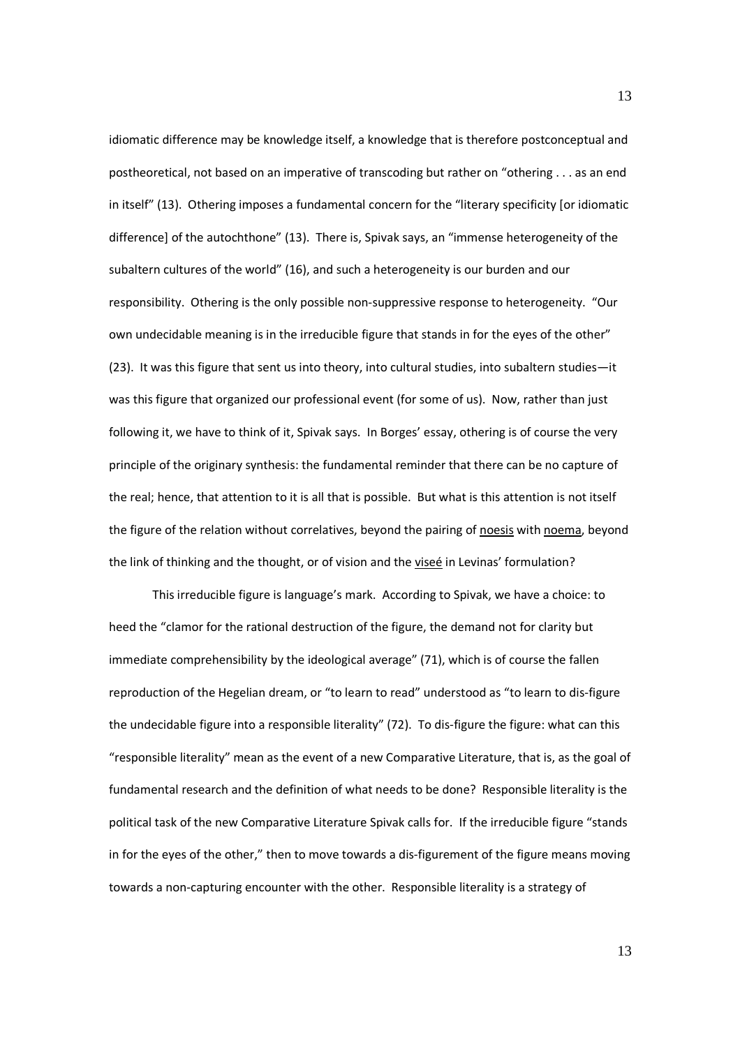idiomatic difference may be knowledge itself, a knowledge that is therefore postconceptual and postheoretical, not based on an imperative of transcoding but rather on "othering . . . as an end in itself" (13). Othering imposes a fundamental concern for the "literary specificity [or idiomatic difference] of the autochthone" (13). There is, Spivak says, an "immense heterogeneity of the subaltern cultures of the world" (16), and such a heterogeneity is our burden and our responsibility. Othering is the only possible non-suppressive response to heterogeneity. "Our own undecidable meaning is in the irreducible figure that stands in for the eyes of the other" (23). It was this figure that sent us into theory, into cultural studies, into subaltern studies—it was this figure that organized our professional event (for some of us). Now, rather than just following it, we have to think of it, Spivak says. In Borges' essay, othering is of course the very principle of the originary synthesis: the fundamental reminder that there can be no capture of the real; hence, that attention to it is all that is possible. But what is this attention is not itself the figure of the relation without correlatives, beyond the pairing of <u>noesis</u> with <u>noema</u>, beyond the link of thinking and the thought, or of vision and the <u>viseé</u> in Levinas' formulation?

This irreducible figure is language's mark. According to Spivak, we have a choice: to heed the "clamor for the rational destruction of the figure, the demand not for clarity but immediate comprehensibility by the ideological average" (71), which is of course the fallen reproduction of the Hegelian dream, or "to learn to read" understood as "to learn to dis-figure the undecidable figure into a responsible literality" (72). To dis-figure the figure: what can this "responsible literality" mean as the event of a new Comparative Literature, that is, as the goal of fundamental research and the definition of what needs to be done? Responsible literality is the political task of the new Comparative Literature Spivak calls for. If the irreducible figure "stands in for the eyes of the other," then to move towards a dis-figurement of the figure means moving towards a non-capturing encounter with the other. Responsible literality is a strategy of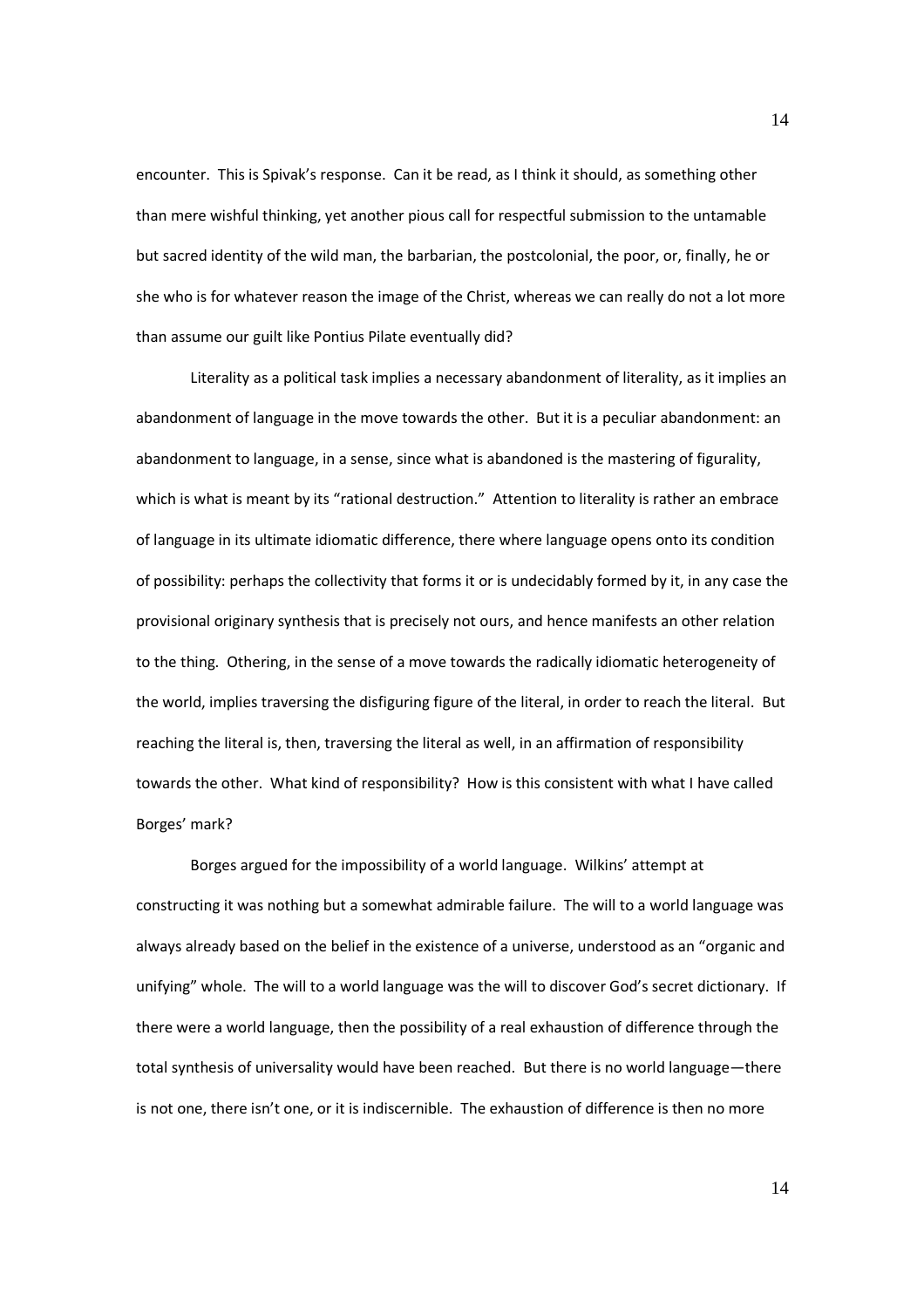encounter. This is Spivak's response. Can it be read, as I think it should, as something other than mere wishful thinking, yet another pious call for respectful submission to the untamable but sacred identity of the wild man, the barbarian, the postcolonial, the poor, or, finally, he or she who is for whatever reason the image of the Christ, whereas we can really do not a lot more than assume our guilt like Pontius Pilate eventually did?

Literality as a political task implies a necessary abandonment of literality, as it implies an abandonment of language in the move towards the other. But it is a peculiar abandonment: an abandonment to language, in a sense, since what is abandoned is the mastering of figurality, which is what is meant by its "rational destruction." Attention to literality is rather an embrace of language in its ultimate idiomatic difference, there where language opens onto its condition of possibility: perhaps the collectivity that forms it or is undecidably formed by it, in any case the provisional originary synthesis that is precisely not ours, and hence manifests an other relation to the thing. Othering, in the sense of a move towards the radically idiomatic heterogeneity of the world, implies traversing the disfiguring figure of the literal, in order to reach the literal. But reaching the literal is, then, traversing the literal as well, in an affirmation of responsibility towards the other. What kind of responsibility? How is this consistent with what I have called Borges' mark?

Borges argued for the impossibility of a world language. Wilkins' attempt at constructing it was nothing but a somewhat admirable failure. The will to a world language was always already based on the belief in the existence of a universe, understood as an "organic and unifying" whole. The will to a world language was the will to discover God's secret dictionary. If there were a world language, then the possibility of a real exhaustion of difference through the total synthesis of universality would have been reached. But there is no world language—there is not one, there isn't one, or it is indiscernible. The exhaustion of difference is then no more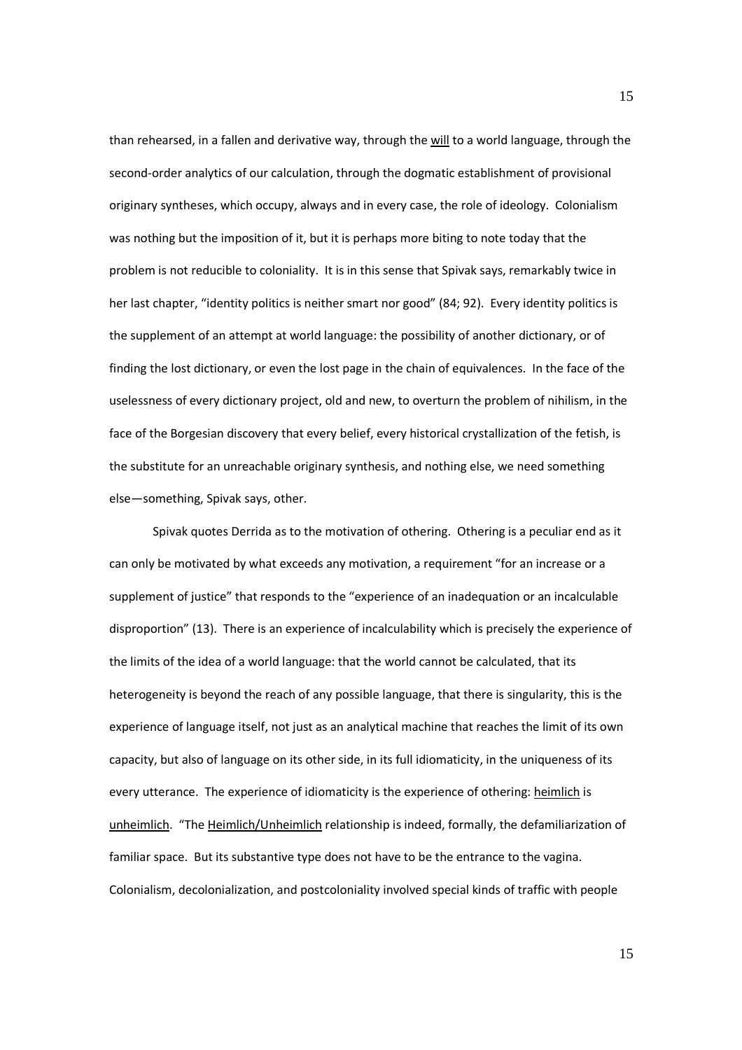than rehearsed, in a fallen and derivative way, through the _will_ to a world language, through the second-order analytics of our calculation, through the dogmatic establishment of provisional originary syntheses, which occupy, always and in every case, the role of ideology. Colonialism was nothing but the imposition of it, but it is perhaps more biting to note today that the problem is not reducible to coloniality. It is in this sense that Spivak says, remarkably twice in her last chapter, "identity politics is neither smart nor good" (84; 92). Every identity politics is the supplement of an attempt at world language: the possibility of another dictionary, or of finding the lost dictionary, or even the lost page in the chain of equivalences. In the face of the uselessness of every dictionary project, old and new, to overturn the problem of nihilism, in the face of the Borgesian discovery that every belief, every historical crystallization of the fetish, is the substitute for an unreachable originary synthesis, and nothing else, we need something else—something, Spivak says, other.

Spivak quotes Derrida as to the motivation of othering. Othering is a peculiar end as it can only be motivated by what exceeds any motivation, a requirement "for an increase or a supplement of justice" that responds to the "experience of an inadequation or an incalculable disproportion" (13). There is an experience of incalculability which is precisely the experience of the limits of the idea of a world language: that the world cannot be calculated, that its heterogeneity is beyond the reach of any possible language, that there is singularity, this is the experience of language itself, not just as an analytical machine that reaches the limit of its own capacity, but also of language on its other side, in its full idiomaticity, in the uniqueness of its every utterance. The experience of idiomaticity is the experience of othering: _heimlich_ is _unheimlich_. "The _Heimlich/Unheimlich_ relationship is indeed, formally, the defamiliarization of familiar space. But its substantive type does not have to be the entrance to the vagina. Colonialism, decolonialization, and postcoloniality involved special kinds of traffic with people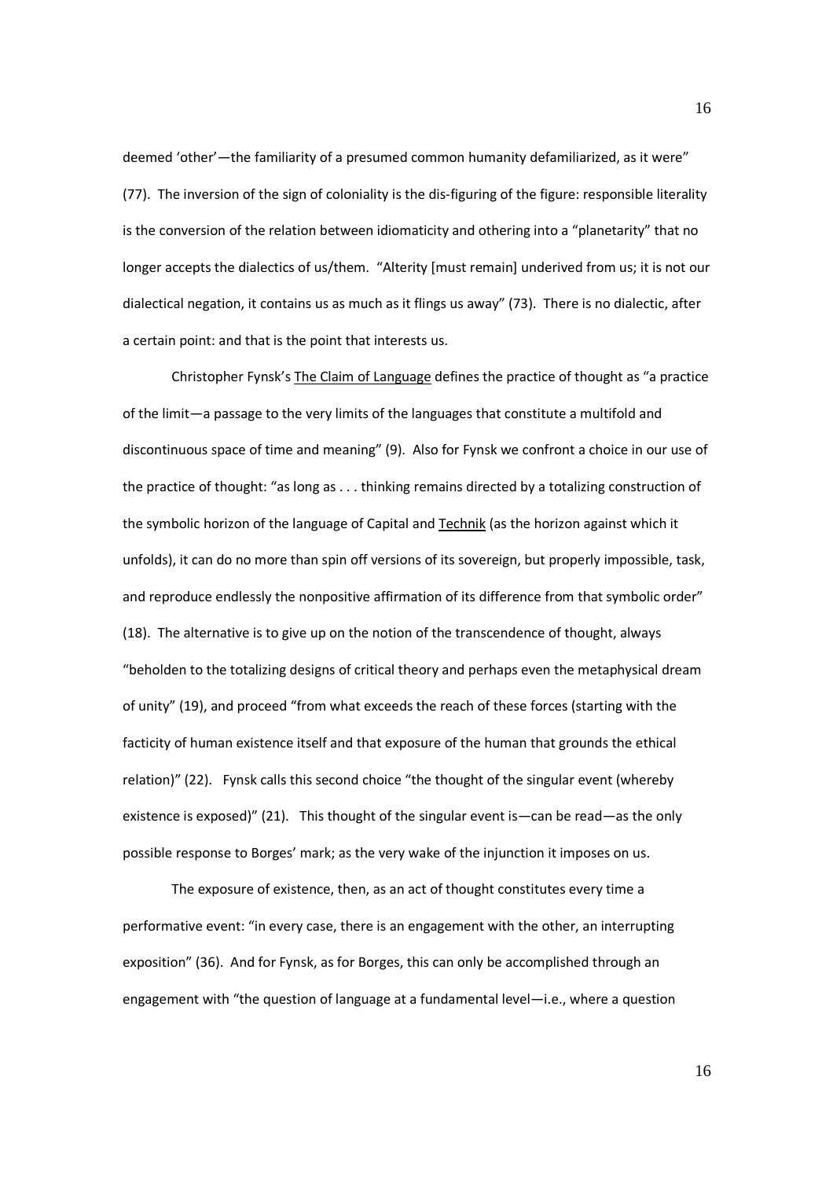deemed 'other'—the familiarity of a presumed common humanity defamiliarized, as it were" (77). The inversion of the sign of coloniality is the dis-figuring of the figure: responsible literality is the conversion of the relation between idiomaticity and othering into a "planetarity" that no longer accepts the dialectics of us/them. "Alterity [must remain] underived from us; it is not our dialectical negation, it contains us as much as it flings us away" (73). There is no dialectic, after a certain point: and that is the point that interests us.

Christopher Fynsk's The Claim of Language defines the practice of thought as "a practice of the limit—a passage to the very limits of the languages that constitute a multifold and discontinuous space of time and meaning" (9). Also for Fynsk we confront a choice in our use of the practice of thought: "as long as . . . thinking remains directed by a totalizing construction of the symbolic horizon of the language of Capital and Technik (as the horizon against which it unfolds), it can do no more than spin off versions of its sovereign, but properly impossible, task, and reproduce endlessly the nonpositive affirmation of its difference from that symbolic order" (18). The alternative is to give up on the notion of the transcendence of thought, always "beholden to the totalizing designs of critical theory and perhaps even the metaphysical dream of unity" (19), and proceed "from what exceeds the reach of these forces (starting with the facticity of human existence itself and that exposure of the human that grounds the ethical relation)" (22). Fynsk calls this second choice "the thought of the singular event (whereby existence is exposed)" (21). This thought of the singular event is—can be read—as the only possible response to Borges' mark; as the very wake of the injunction it imposes on us.

The exposure of existence, then, as an act of thought constitutes every time a performative event: "in every case, there is an engagement with the other, an interrupting exposition" (36). And for Fynsk, as for Borges, this can only be accomplished through an engagement with "the question of language at a fundamental level—i.e., where a question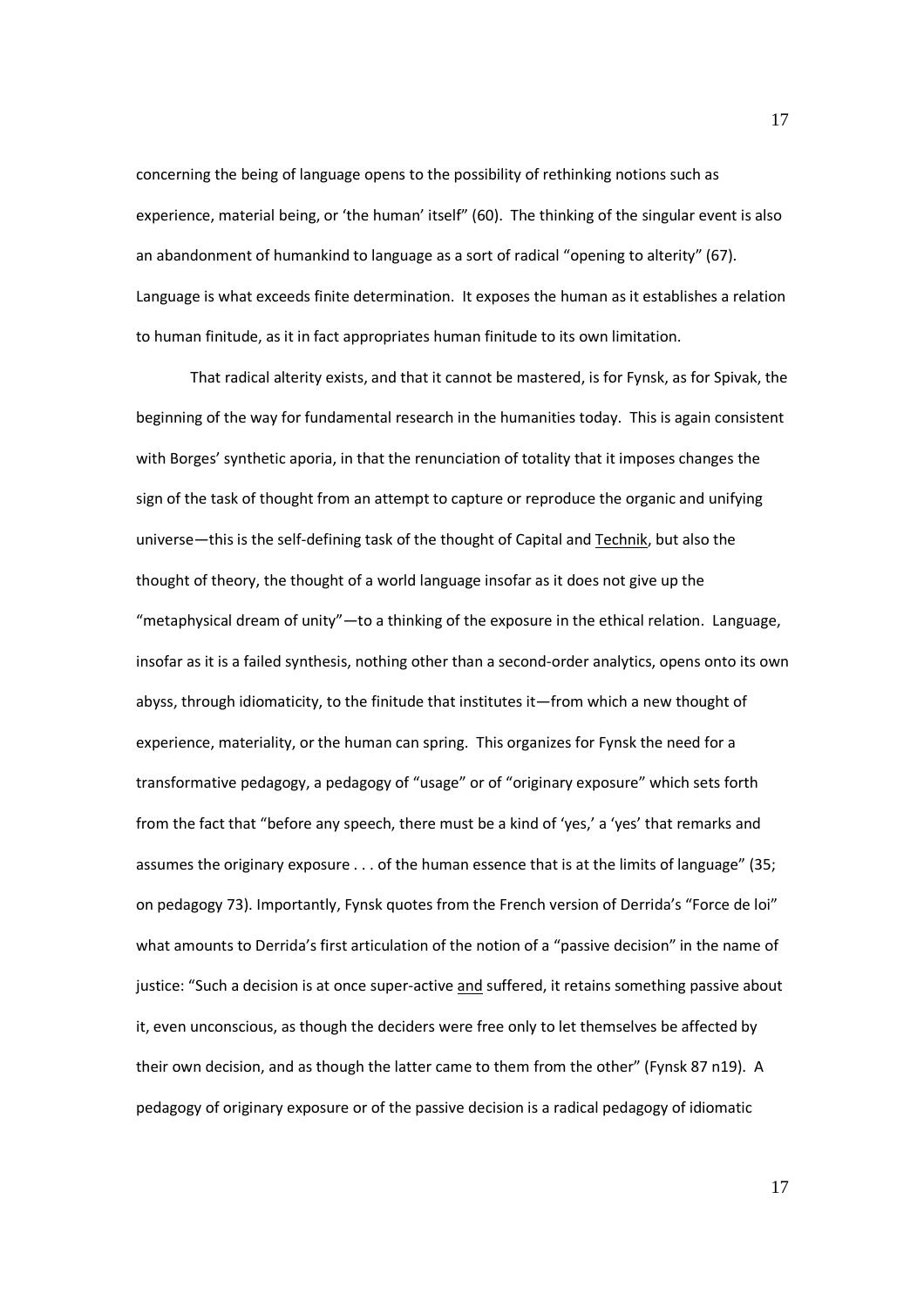concerning the being of language opens to the possibility of rethinking notions such as experience, material being, or 'the human' itself" (60). The thinking of the singular event is also an abandonment of humankind to language as a sort of radical "opening to alterity" (67). Language is what exceeds finite determination. It exposes the human as it establishes a relation to human finitude, as it in fact appropriates human finitude to its own limitation.

That radical alterity exists, and that it cannot be mastered, is for Fynsk, as for Spivak, the beginning of the way for fundamental research in the humanities today. This is again consistent with Borges' synthetic aporia, in that the renunciation of totality that it imposes changes the sign of the task of thought from an attempt to capture or reproduce the organic and unifying universe—this is the self-defining task of the thought of Capital and Technik, but also the thought of theory, the thought of a world language insofar as it does not give up the "metaphysical dream of unity"—to a thinking of the exposure in the ethical relation. Language, insofar as it is a failed synthesis, nothing other than a second-order analytics, opens onto its own abyss, through idiomaticity, to the finitude that institutes it—from which a new thought of experience, materiality, or the human can spring. This organizes for Fynsk the need for a transformative pedagogy, a pedagogy of "usage" or of "originary exposure" which sets forth from the fact that "before any speech, there must be a kind of 'yes,' a 'yes' that remarks and assumes the originary exposure . . . of the human essence that is at the limits of language" (35; on pedagogy 73). Importantly, Fynsk quotes from the French version of Derrida's "Force de loi" what amounts to Derrida's first articulation of the notion of a "passive decision" in the name of justice: "Such a decision is at once super-active and suffered, it retains something passive about it, even unconscious, as though the deciders were free only to let themselves be affected by their own decision, and as though the latter came to them from the other" (Fynsk 87 n19). A pedagogy of originary exposure or of the passive decision is a radical pedagogy of idiomatic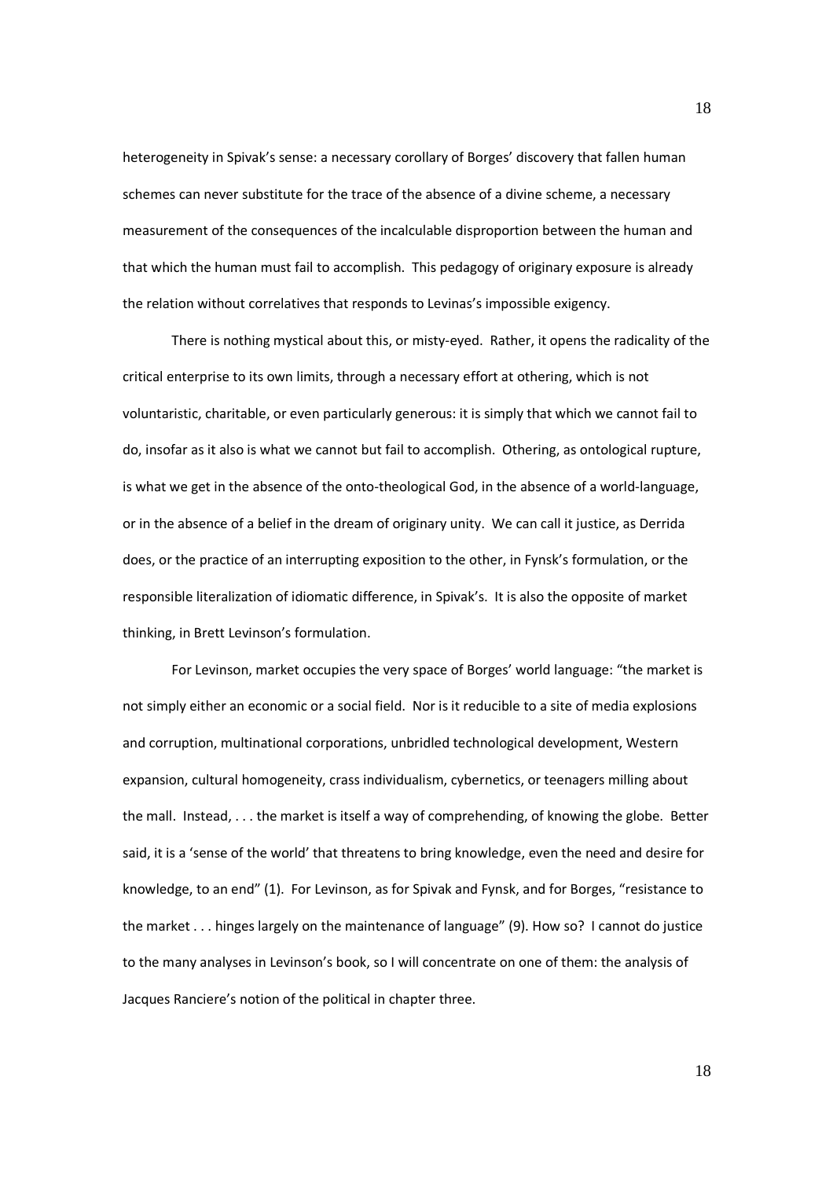heterogeneity in Spivak's sense: a necessary corollary of Borges' discovery that fallen human schemes can never substitute for the trace of the absence of a divine scheme, a necessary measurement of the consequences of the incalculable disproportion between the human and that which the human must fail to accomplish. This pedagogy of originary exposure is already the relation without correlatives that responds to Levinas's impossible exigency.

There is nothing mystical about this, or misty-eyed. Rather, it opens the radicality of the critical enterprise to its own limits, through a necessary effort at othering, which is not voluntaristic, charitable, or even particularly generous: it is simply that which we cannot fail to do, insofar as it also is what we cannot but fail to accomplish. Othering, as ontological rupture, is what we get in the absence of the onto-theological God, in the absence of a world-language, or in the absence of a belief in the dream of originary unity. We can call it justice, as Derrida does, or the practice of an interrupting exposition to the other, in Fynsk's formulation, or the responsible literalization of idiomatic difference, in Spivak's. It is also the opposite of market thinking, in Brett Levinson's formulation.

For Levinson, market occupies the very space of Borges' world language: "the market is not simply either an economic or a social field. Nor is it reducible to a site of media explosions and corruption, multinational corporations, unbridled technological development, Western expansion, cultural homogeneity, crass individualism, cybernetics, or teenagers milling about the mall. Instead, . . . the market is itself a way of comprehending, of knowing the globe. Better said, it is a 'sense of the world' that threatens to bring knowledge, even the need and desire for knowledge, to an end" (1). For Levinson, as for Spivak and Fynsk, and for Borges, "resistance to the market . . . hinges largely on the maintenance of language" (9). How so? I cannot do justice to the many analyses in Levinson's book, so I will concentrate on one of them: the analysis of Jacques Ranciere's notion of the political in chapter three.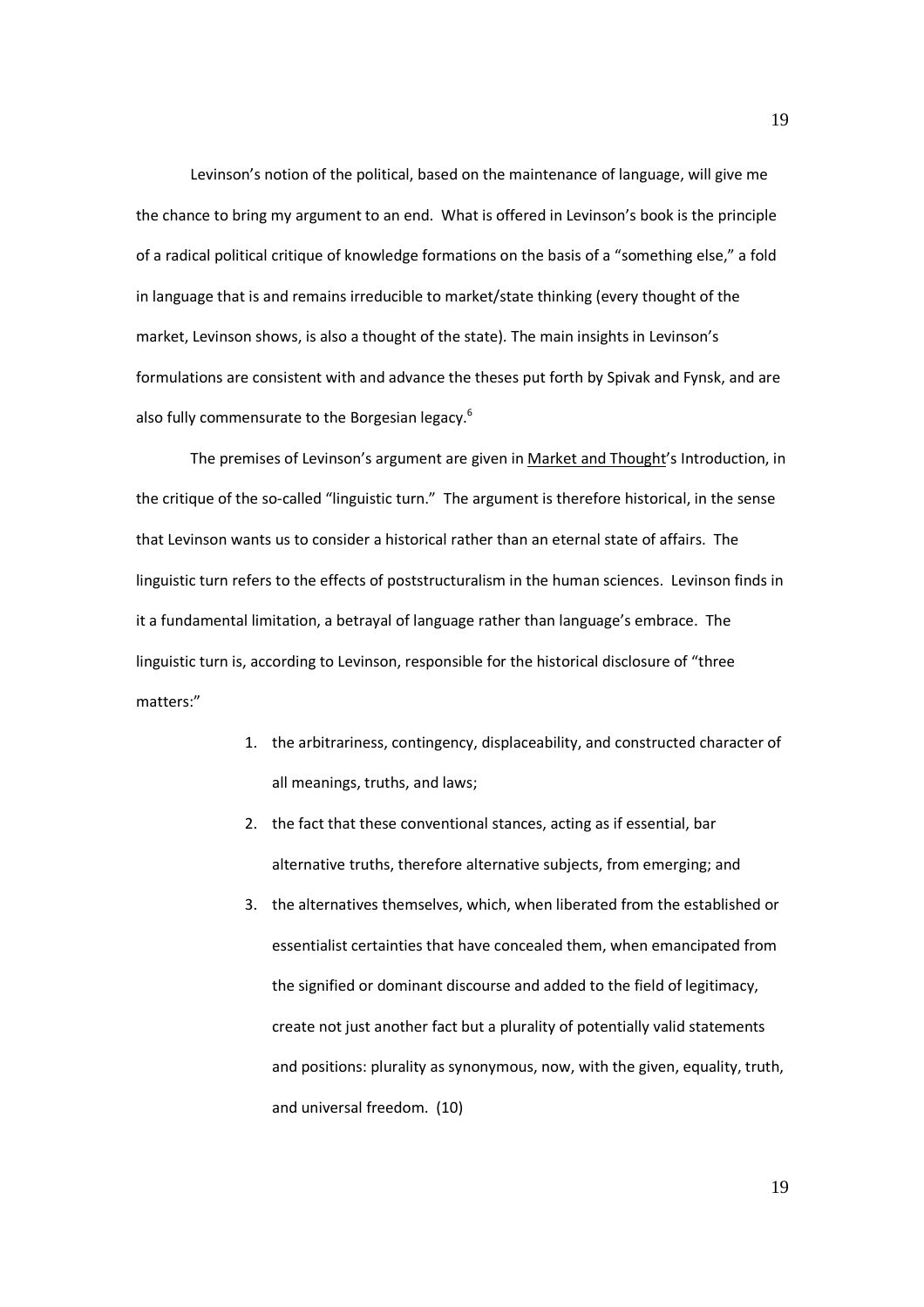Levinson's notion of the political, based on the maintenance of language, will give me the chance to bring my argument to an end. What is offered in Levinson's book is the principle of a radical political critique of knowledge formations on the basis of a "something else," a fold in language that is and remains irreducible to market/state thinking (every thought of the market, Levinson shows, is also a thought of the state). The main insights in Levinson's formulations are consistent with and advance the theses put forth by Spivak and Fynsk, and are also fully commensurate to the Borgesian legacy.[6]

The premises of Levinson's argument are given in Market and Thought's Introduction, in the critique of the so-called "linguistic turn." The argument is therefore historical, in the sense that Levinson wants us to consider a historical rather than an eternal state of affairs. The linguistic turn refers to the effects of poststructuralism in the human sciences. Levinson finds in it a fundamental limitation, a betrayal of language rather than language's embrace. The linguistic turn is, according to Levinson, responsible for the historical disclosure of "three matters:"

> 1. the arbitrariness, contingency, displaceability, and constructed character of all meanings, truths, and laws;
> 2. the fact that these conventional stances, acting as if essential, bar alternative truths, therefore alternative subjects, from emerging; and
> 3. the alternatives themselves, which, when liberated from the established or essentialist certainties that have concealed them, when emancipated from the signified or dominant discourse and added to the field of legitimacy, create not just another fact but a plurality of potentially valid statements and positions: plurality as synonymous, now, with the given, equality, truth, and universal freedom. (10)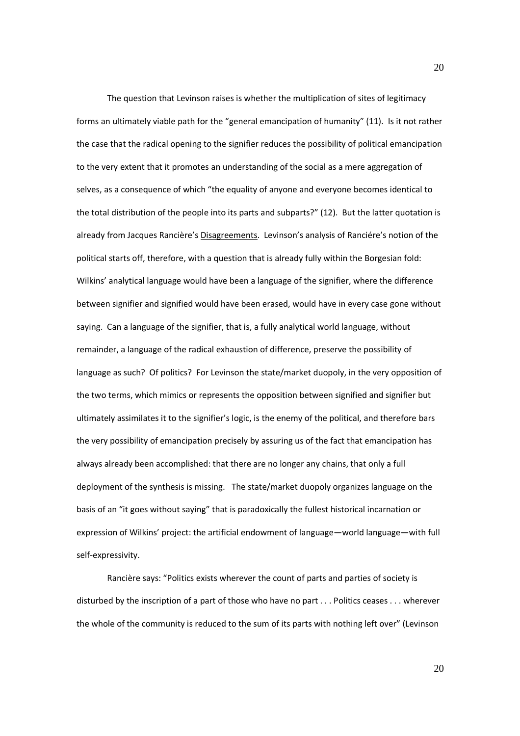The question that Levinson raises is whether the multiplication of sites of legitimacy forms an ultimately viable path for the "general emancipation of humanity" (11). Is it not rather the case that the radical opening to the signifier reduces the possibility of political emancipation to the very extent that it promotes an understanding of the social as a mere aggregation of selves, as a consequence of which "the equality of anyone and everyone becomes identical to the total distribution of the people into its parts and subparts?" (12). But the latter quotation is already from Jacques Rancière's Disagreements. Levinson's analysis of Ranciére's notion of the political starts off, therefore, with a question that is already fully within the Borgesian fold: Wilkins' analytical language would have been a language of the signifier, where the difference between signifier and signified would have been erased, would have in every case gone without saying. Can a language of the signifier, that is, a fully analytical world language, without remainder, a language of the radical exhaustion of difference, preserve the possibility of language as such? Of politics? For Levinson the state/market duopoly, in the very opposition of the two terms, which mimics or represents the opposition between signified and signifier but ultimately assimilates it to the signifier's logic, is the enemy of the political, and therefore bars the very possibility of emancipation precisely by assuring us of the fact that emancipation has always already been accomplished: that there are no longer any chains, that only a full deployment of the synthesis is missing. The state/market duopoly organizes language on the basis of an "it goes without saying" that is paradoxically the fullest historical incarnation or expression of Wilkins' project: the artificial endowment of language—world language—with full self-expressivity.

Rancière says: "Politics exists wherever the count of parts and parties of society is disturbed by the inscription of a part of those who have no part . . . Politics ceases . . . wherever the whole of the community is reduced to the sum of its parts with nothing left over" (Levinson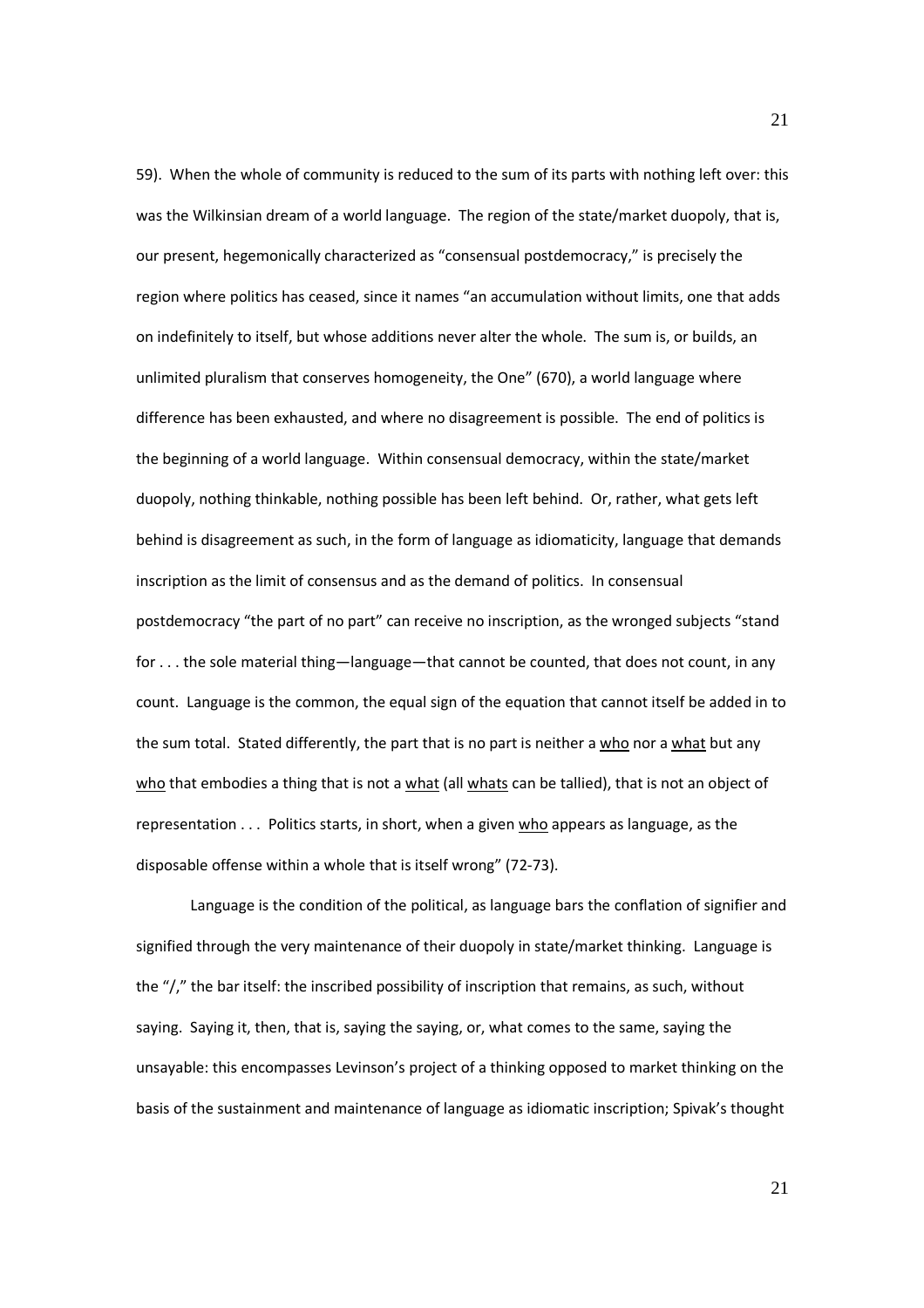59). When the whole of community is reduced to the sum of its parts with nothing left over: this was the Wilkinsian dream of a world language. The region of the state/market duopoly, that is, our present, hegemonically characterized as "consensual postdemocracy," is precisely the region where politics has ceased, since it names "an accumulation without limits, one that adds on indefinitely to itself, but whose additions never alter the whole. The sum is, or builds, an unlimited pluralism that conserves homogeneity, the One" (670), a world language where difference has been exhausted, and where no disagreement is possible. The end of politics is the beginning of a world language. Within consensual democracy, within the state/market duopoly, nothing thinkable, nothing possible has been left behind. Or, rather, what gets left behind is disagreement as such, in the form of language as idiomaticity, language that demands inscription as the limit of consensus and as the demand of politics. In consensual postdemocracy "the part of no part" can receive no inscription, as the wronged subjects "stand for . . . the sole material thing—language—that cannot be counted, that does not count, in any count. Language is the common, the equal sign of the equation that cannot itself be added in to the sum total. Stated differently, the part that is no part is neither a <u>who</u> nor a <u>what</u> but any <u>who</u> that embodies a thing that is not a <u>what</u> (all <u>whats</u> can be tallied), that is not an object of representation . . . Politics starts, in short, when a given <u>who</u> appears as language, as the disposable offense within a whole that is itself wrong" (72-73).

Language is the condition of the political, as language bars the conflation of signifier and signified through the very maintenance of their duopoly in state/market thinking. Language is the "/," the bar itself: the inscribed possibility of inscription that remains, as such, without saying. Saying it, then, that is, saying the saying, or, what comes to the same, saying the unsayable: this encompasses Levinson's project of a thinking opposed to market thinking on the basis of the sustainment and maintenance of language as idiomatic inscription; Spivak's thought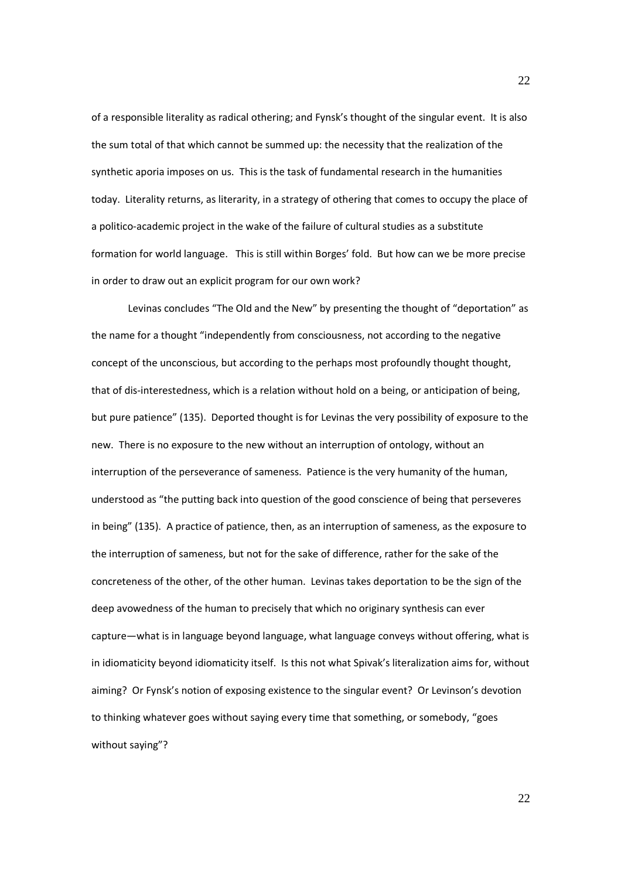of a responsible literality as radical othering; and Fynsk's thought of the singular event. It is also the sum total of that which cannot be summed up: the necessity that the realization of the synthetic aporia imposes on us. This is the task of fundamental research in the humanities today. Literality returns, as literarity, in a strategy of othering that comes to occupy the place of a politico-academic project in the wake of the failure of cultural studies as a substitute formation for world language. This is still within Borges' fold. But how can we be more precise in order to draw out an explicit program for our own work?

Levinas concludes "The Old and the New" by presenting the thought of "deportation" as the name for a thought "independently from consciousness, not according to the negative concept of the unconscious, but according to the perhaps most profoundly thought thought, that of dis-interestedness, which is a relation without hold on a being, or anticipation of being, but pure patience" (135). Deported thought is for Levinas the very possibility of exposure to the new. There is no exposure to the new without an interruption of ontology, without an interruption of the perseverance of sameness. Patience is the very humanity of the human, understood as "the putting back into question of the good conscience of being that perseveres in being" (135). A practice of patience, then, as an interruption of sameness, as the exposure to the interruption of sameness, but not for the sake of difference, rather for the sake of the concreteness of the other, of the other human. Levinas takes deportation to be the sign of the deep avowedness of the human to precisely that which no originary synthesis can ever capture—what is in language beyond language, what language conveys without offering, what is in idiomaticity beyond idiomaticity itself. Is this not what Spivak's literalization aims for, without aiming? Or Fynsk's notion of exposing existence to the singular event? Or Levinson's devotion to thinking whatever goes without saying every time that something, or somebody, "goes without saying"?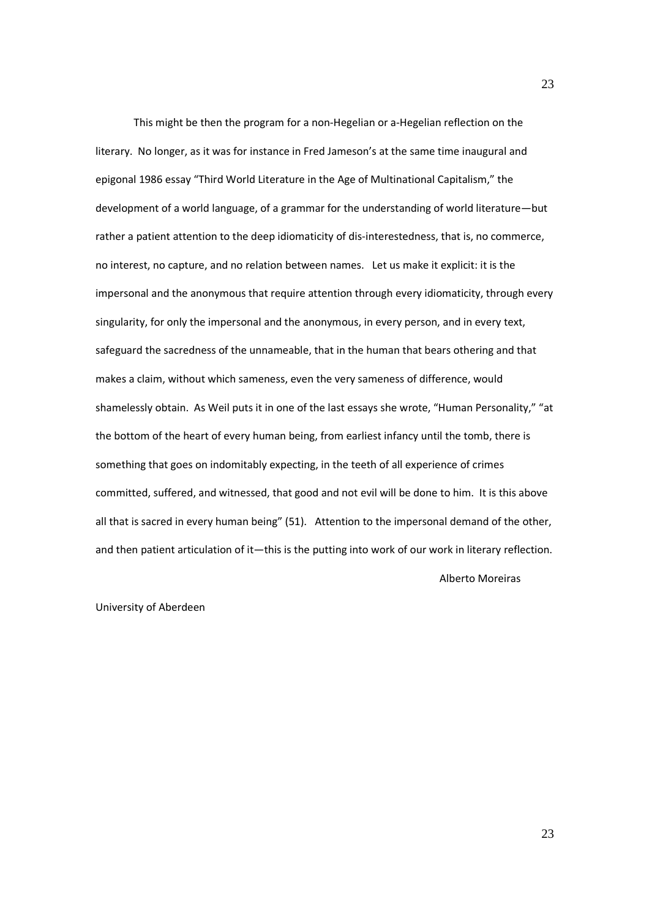This might be then the program for a non-Hegelian or a-Hegelian reflection on the literary. No longer, as it was for instance in Fred Jameson's at the same time inaugural and epigonal 1986 essay "Third World Literature in the Age of Multinational Capitalism," the development of a world language, of a grammar for the understanding of world literature—but rather a patient attention to the deep idiomaticity of dis-interestedness, that is, no commerce, no interest, no capture, and no relation between names. Let us make it explicit: it is the impersonal and the anonymous that require attention through every idiomaticity, through every singularity, for only the impersonal and the anonymous, in every person, and in every text, safeguard the sacredness of the unnameable, that in the human that bears othering and that makes a claim, without which sameness, even the very sameness of difference, would shamelessly obtain. As Weil puts it in one of the last essays she wrote, "Human Personality," "at the bottom of the heart of every human being, from earliest infancy until the tomb, there is something that goes on indomitably expecting, in the teeth of all experience of crimes committed, suffered, and witnessed, that good and not evil will be done to him. It is this above all that is sacred in every human being" (51). Attention to the impersonal demand of the other, and then patient articulation of it—this is the putting into work of our work in literary reflection.

Alberto Moreiras

University of Aberdeen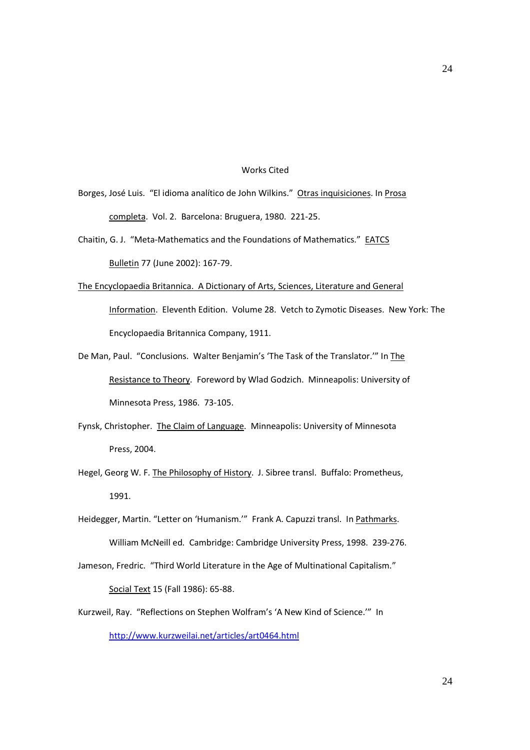## Works Cited

Borges, José Luis. "El idioma analítico de John Wilkins." Otras inquisiciones. In Prosa completa. Vol. 2. Barcelona: Bruguera, 1980. 221-25.

Chaitin, G. J. "Meta-Mathematics and the Foundations of Mathematics." EATCS Bulletin 77 (June 2002): 167-79.

The Encyclopaedia Britannica. A Dictionary of Arts, Sciences, Literature and General Information. Eleventh Edition. Volume 28. Vetch to Zymotic Diseases. New York: The Encyclopaedia Britannica Company, 1911.

De Man, Paul. "Conclusions. Walter Benjamin's 'The Task of the Translator.'" In The Resistance to Theory. Foreword by Wlad Godzich. Minneapolis: University of Minnesota Press, 1986. 73-105.

Fynsk, Christopher. The Claim of Language. Minneapolis: University of Minnesota Press, 2004.

Hegel, Georg W. F. The Philosophy of History. J. Sibree transl. Buffalo: Prometheus, 1991.

Heidegger, Martin. "Letter on 'Humanism.'" Frank A. Capuzzi transl. In Pathmarks. William McNeill ed. Cambridge: Cambridge University Press, 1998. 239-276.

Jameson, Fredric. "Third World Literature in the Age of Multinational Capitalism." Social Text 15 (Fall 1986): 65-88.

Kurzweil, Ray. "Reflections on Stephen Wolfram's 'A New Kind of Science.'" In http://www.kurzweilai.net/articles/art0464.html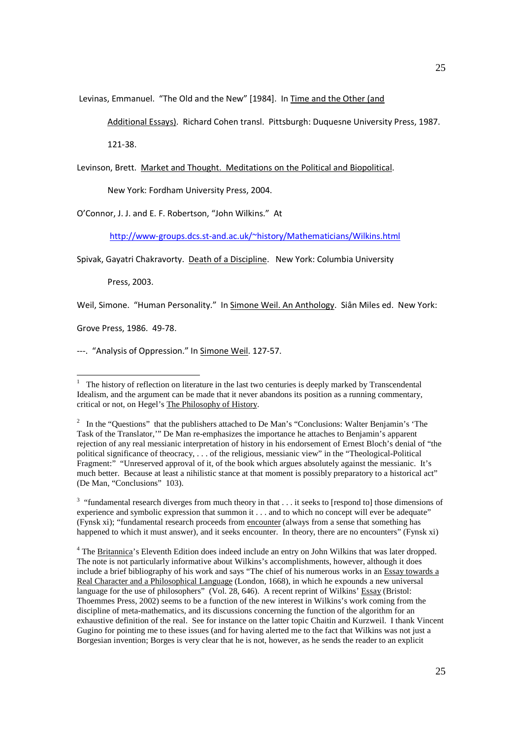Levinas, Emmanuel. "The Old and the New" [1984]. In Time and the Other (and Additional Essays). Richard Cohen transl. Pittsburgh: Duquesne University Press, 1987. 121-38.

Levinson, Brett. Market and Thought. Meditations on the Political and Biopolitical. New York: Fordham University Press, 2004.

O'Connor, J. J. and E. F. Robertson, "John Wilkins." At http://www-groups.dcs.st-and.ac.uk/~history/Mathematicians/Wilkins.html

Spivak, Gayatri Chakravorty. Death of a Discipline. New York: Columbia University Press, 2003.

Weil, Simone. "Human Personality." In Simone Weil. An Anthology. Siân Miles ed. New York: Grove Press, 1986. 49-78.

---. "Analysis of Oppression." In Simone Weil. 127-57.

---

[1] The history of reflection on literature in the last two centuries is deeply marked by Transcendental Idealism, and the argument can be made that it never abandons its position as a running commentary, critical or not, on Hegel's The Philosophy of History.

[2] In the "Questions" that the publishers attached to De Man's "Conclusions: Walter Benjamin's 'The Task of the Translator,'" De Man re-emphasizes the importance he attaches to Benjamin's apparent rejection of any real messianic interpretation of history in his endorsement of Ernest Bloch's denial of "the political significance of theocracy, . . . of the religious, messianic view" in the "Theological-Political Fragment:" "Unreserved approval of it, of the book which argues absolutely against the messianic. It's much better. Because at least a nihilistic stance at that moment is possibly preparatory to a historical act" (De Man, "Conclusions" 103).

[3] "fundamental research diverges from much theory in that . . . it seeks to [respond to] those dimensions of experience and symbolic expression that summon it . . . and to which no concept will ever be adequate" (Fynsk xi); "fundamental research proceeds from encounter (always from a sense that something has happened to which it must answer), and it seeks encounter. In theory, there are no encounters" (Fynsk xi)

[4] The Britannica's Eleventh Edition does indeed include an entry on John Wilkins that was later dropped. The note is not particularly informative about Wilkins's accomplishments, however, although it does include a brief bibliography of his work and says "The chief of his numerous works in an Essay towards a Real Character and a Philosophical Language (London, 1668), in which he expounds a new universal language for the use of philosophers" (Vol. 28, 646). A recent reprint of Wilkins' Essay (Bristol: Thoemmes Press, 2002) seems to be a function of the new interest in Wilkins's work coming from the discipline of meta-mathematics, and its discussions concerning the function of the algorithm for an exhaustive definition of the real. See for instance on the latter topic Chaitin and Kurzweil. I thank Vincent Gugino for pointing me to these issues (and for having alerted me to the fact that Wilkins was not just a Borgesian invention; Borges is very clear that he is not, however, as he sends the reader to an explicit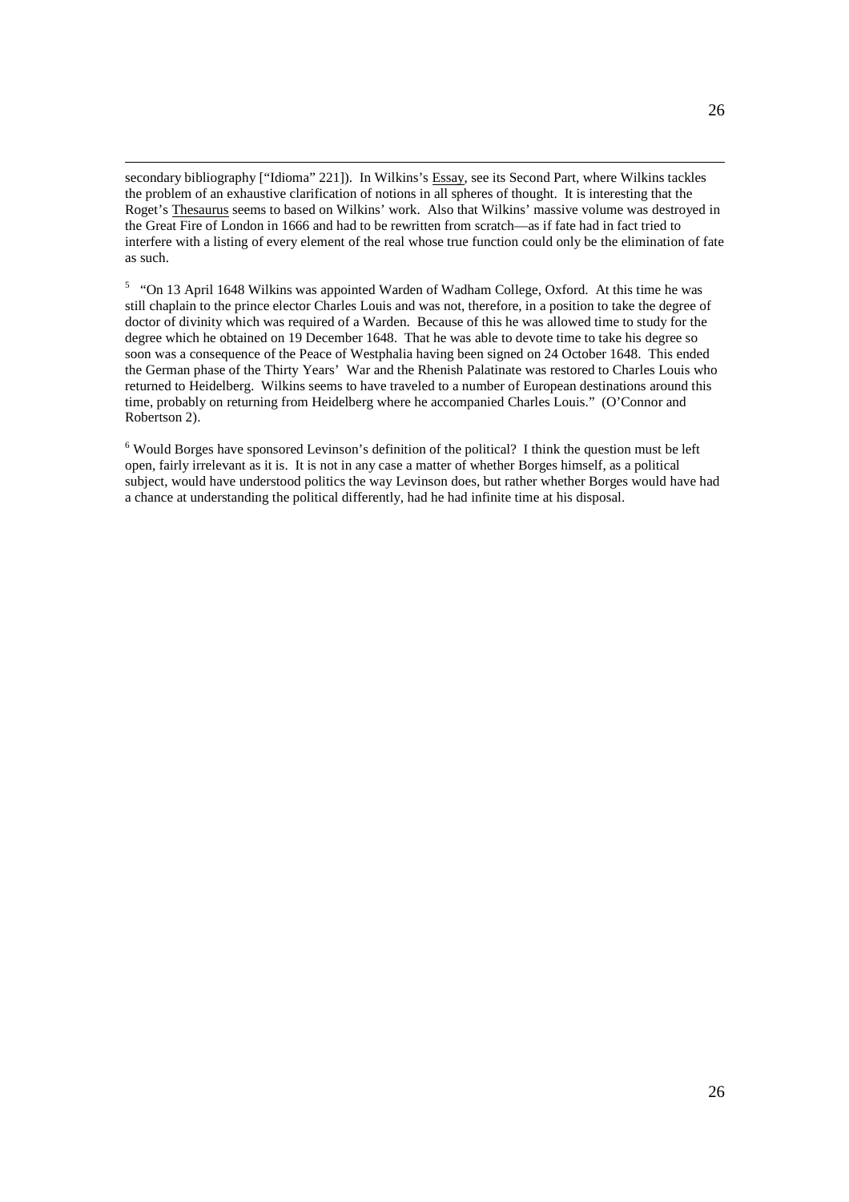secondary bibliography ["Idioma" 221]). In Wilkins's Essay, see its Second Part, where Wilkins tackles the problem of an exhaustive clarification of notions in all spheres of thought. It is interesting that the Roget's Thesaurus seems to based on Wilkins' work. Also that Wilkins' massive volume was destroyed in the Great Fire of London in 1666 and had to be rewritten from scratch—as if fate had in fact tried to interfere with a listing of every element of the real whose true function could only be the elimination of fate as such.

[5] "On 13 April 1648 Wilkins was appointed Warden of Wadham College, Oxford. At this time he was still chaplain to the prince elector Charles Louis and was not, therefore, in a position to take the degree of doctor of divinity which was required of a Warden. Because of this he was allowed time to study for the degree which he obtained on 19 December 1648. That he was able to devote time to take his degree so soon was a consequence of the Peace of Westphalia having been signed on 24 October 1648. This ended the German phase of the Thirty Years' War and the Rhenish Palatinate was restored to Charles Louis who returned to Heidelberg. Wilkins seems to have traveled to a number of European destinations around this time, probably on returning from Heidelberg where he accompanied Charles Louis." (O'Connor and Robertson 2).

[6] Would Borges have sponsored Levinson's definition of the political? I think the question must be left open, fairly irrelevant as it is. It is not in any case a matter of whether Borges himself, as a political subject, would have understood politics the way Levinson does, but rather whether Borges would have had a chance at understanding the political differently, had he had infinite time at his disposal.